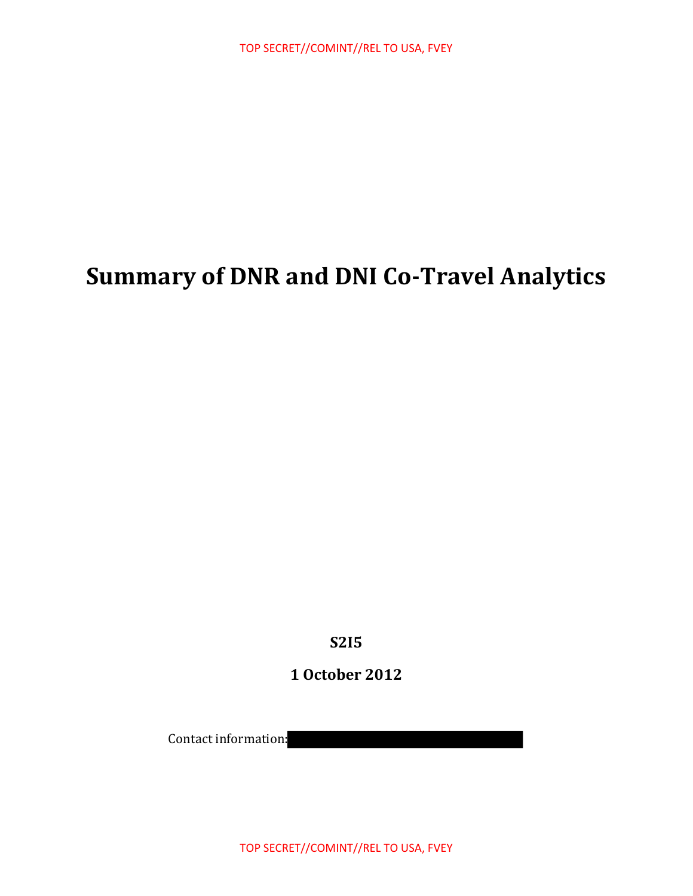# Summary of DNR and DNI Co-Travel Analytics

**S2I5**

**1 October 2012**

Contact information: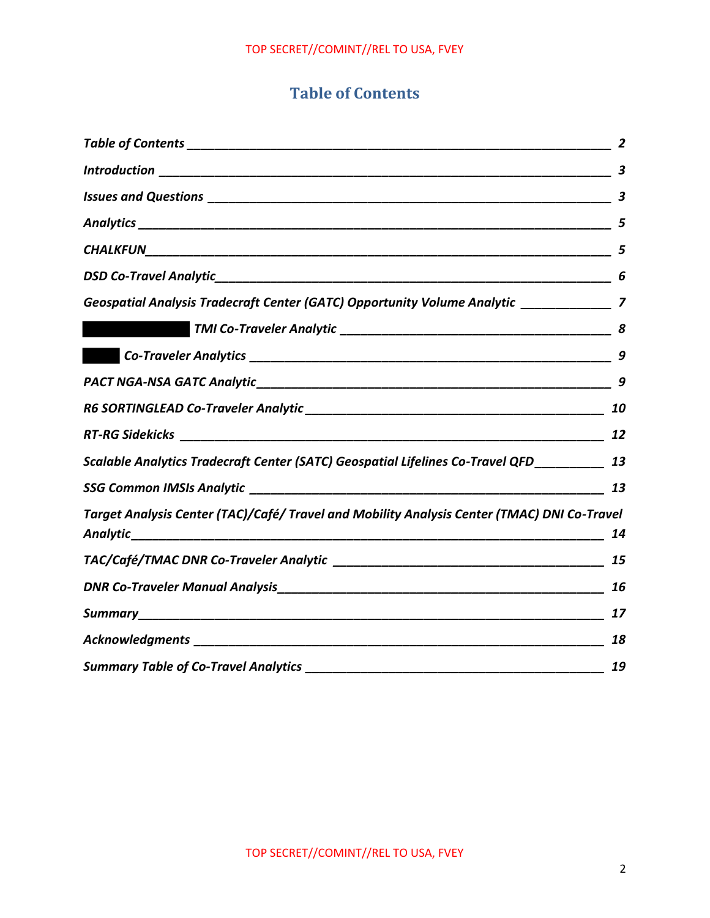# Table of Contents

*Table of Contents* — 2

*Introduction* — 3

*Issues and Questions* — 3

*Analytics* — 5

*CHALKFUN* — 5

*DSD Co-Travel Analytic* — 6

*Geospatial Analysis Tradecraft Center (GATC) Opportunity Volume Analytic* — 7

*█████ TMI Co-Traveler Analytic* — 8

*███ Co-Traveler Analytics* — 9

*PACT NGA-NSA GATC Analytic* — 9

*R6 SORTINGLEAD Co-Traveler Analytic* — 10

*RT-RG Sidekicks* — 12

*Scalable Analytics Tradecraft Center (SATC) Geospatial Lifelines Co-Travel QFD* — 13

*SSG Common IMSIs Analytic* — 13

*Target Analysis Center (TAC)/Café/ Travel and Mobility Analysis Center (TMAC) DNI Co-Travel Analytic* — 14

*TAC/Café/TMAC DNR Co-Traveler Analytic* — 15

*DNR Co-Traveler Manual Analysis* — 16

*Summary* — 17

*Acknowledgments* — 18

*Summary Table of Co-Travel Analytics* — 19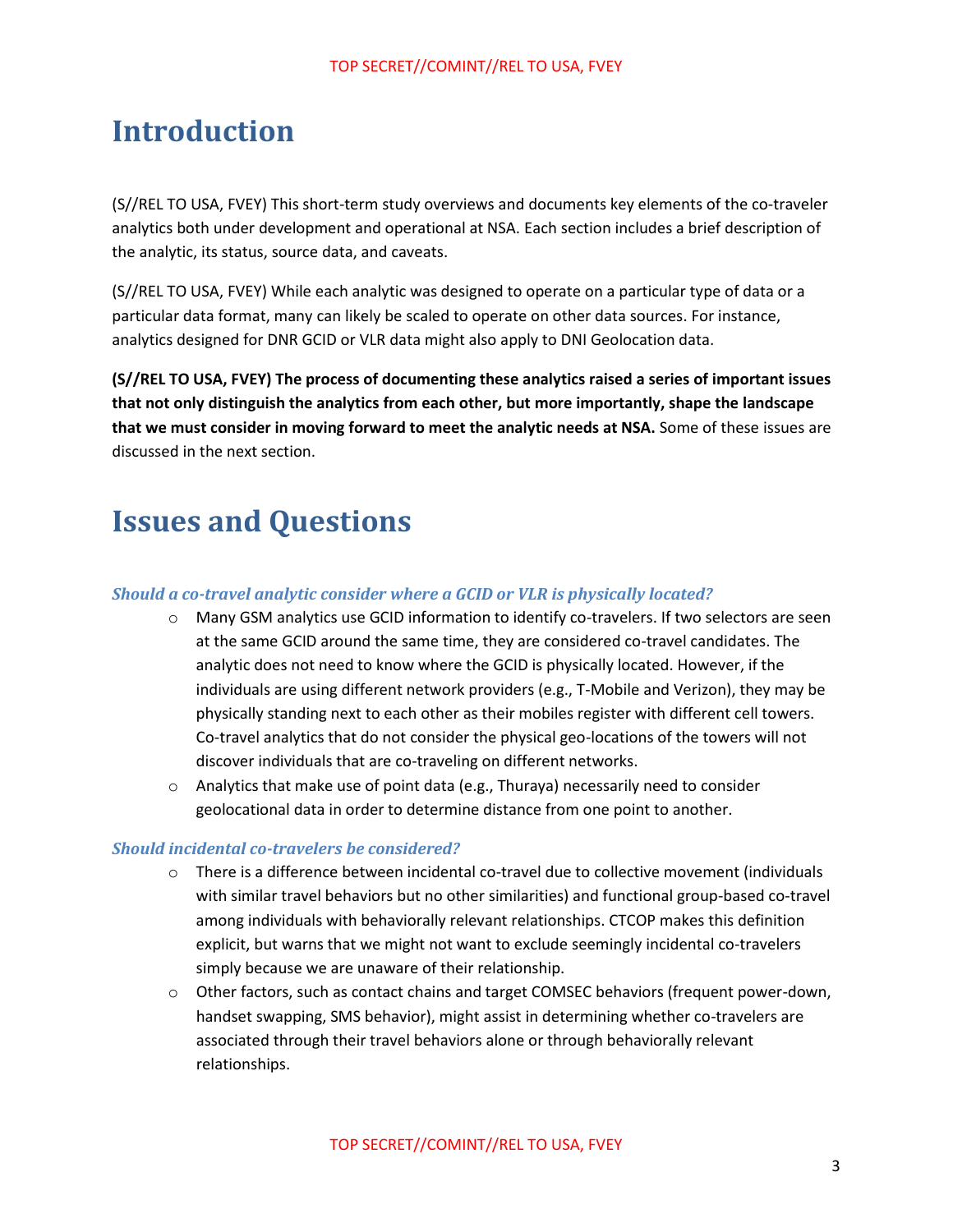# Introduction

(S//REL TO USA, FVEY) This short-term study overviews and documents key elements of the co-traveler analytics both under development and operational at NSA. Each section includes a brief description of the analytic, its status, source data, and caveats.

(S//REL TO USA, FVEY) While each analytic was designed to operate on a particular type of data or a particular data format, many can likely be scaled to operate on other data sources. For instance, analytics designed for DNR GCID or VLR data might also apply to DNI Geolocation data.

**(S//REL TO USA, FVEY) The process of documenting these analytics raised a series of important issues that not only distinguish the analytics from each other, but more importantly, shape the landscape that we must consider in moving forward to meet the analytic needs at NSA.** Some of these issues are discussed in the next section.

# Issues and Questions

### *Should a co-travel analytic consider where a GCID or VLR is physically located?*

- Many GSM analytics use GCID information to identify co-travelers. If two selectors are seen at the same GCID around the same time, they are considered co-travel candidates. The analytic does not need to know where the GCID is physically located. However, if the individuals are using different network providers (e.g., T-Mobile and Verizon), they may be physically standing next to each other as their mobiles register with different cell towers. Co-travel analytics that do not consider the physical geo-locations of the towers will not discover individuals that are co-traveling on different networks.
- Analytics that make use of point data (e.g., Thuraya) necessarily need to consider geolocational data in order to determine distance from one point to another.

### *Should incidental co-travelers be considered?*

- There is a difference between incidental co-travel due to collective movement (individuals with similar travel behaviors but no other similarities) and functional group-based co-travel among individuals with behaviorally relevant relationships. CTCOP makes this definition explicit, but warns that we might not want to exclude seemingly incidental co-travelers simply because we are unaware of their relationship.
- Other factors, such as contact chains and target COMSEC behaviors (frequent power-down, handset swapping, SMS behavior), might assist in determining whether co-travelers are associated through their travel behaviors alone or through behaviorally relevant relationships.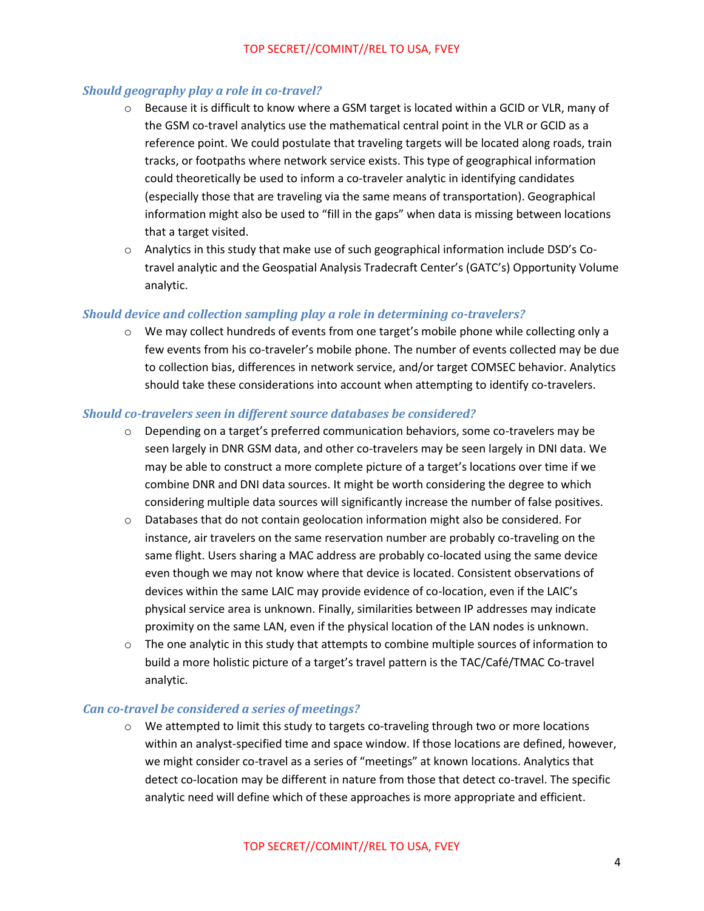### *Should geography play a role in co-travel?*

- Because it is difficult to know where a GSM target is located within a GCID or VLR, many of the GSM co-travel analytics use the mathematical central point in the VLR or GCID as a reference point. We could postulate that traveling targets will be located along roads, train tracks, or footpaths where network service exists. This type of geographical information could theoretically be used to inform a co-traveler analytic in identifying candidates (especially those that are traveling via the same means of transportation). Geographical information might also be used to "fill in the gaps" when data is missing between locations that a target visited.
- Analytics in this study that make use of such geographical information include DSD's Co-travel analytic and the Geospatial Analysis Tradecraft Center's (GATC's) Opportunity Volume analytic.

### *Should device and collection sampling play a role in determining co-travelers?*

- We may collect hundreds of events from one target's mobile phone while collecting only a few events from his co-traveler's mobile phone. The number of events collected may be due to collection bias, differences in network service, and/or target COMSEC behavior. Analytics should take these considerations into account when attempting to identify co-travelers.

### *Should co-travelers seen in different source databases be considered?*

- Depending on a target's preferred communication behaviors, some co-travelers may be seen largely in DNR GSM data, and other co-travelers may be seen largely in DNI data. We may be able to construct a more complete picture of a target's locations over time if we combine DNR and DNI data sources. It might be worth considering the degree to which considering multiple data sources will significantly increase the number of false positives.
- Databases that do not contain geolocation information might also be considered. For instance, air travelers on the same reservation number are probably co-traveling on the same flight. Users sharing a MAC address are probably co-located using the same device even though we may not know where that device is located. Consistent observations of devices within the same LAIC may provide evidence of co-location, even if the LAIC's physical service area is unknown. Finally, similarities between IP addresses may indicate proximity on the same LAN, even if the physical location of the LAN nodes is unknown.
- The one analytic in this study that attempts to combine multiple sources of information to build a more holistic picture of a target's travel pattern is the TAC/Café/TMAC Co-travel analytic.

### *Can co-travel be considered a series of meetings?*

- We attempted to limit this study to targets co-traveling through two or more locations within an analyst-specified time and space window. If those locations are defined, however, we might consider co-travel as a series of "meetings" at known locations. Analytics that detect co-location may be different in nature from those that detect co-travel. The specific analytic need will define which of these approaches is more appropriate and efficient.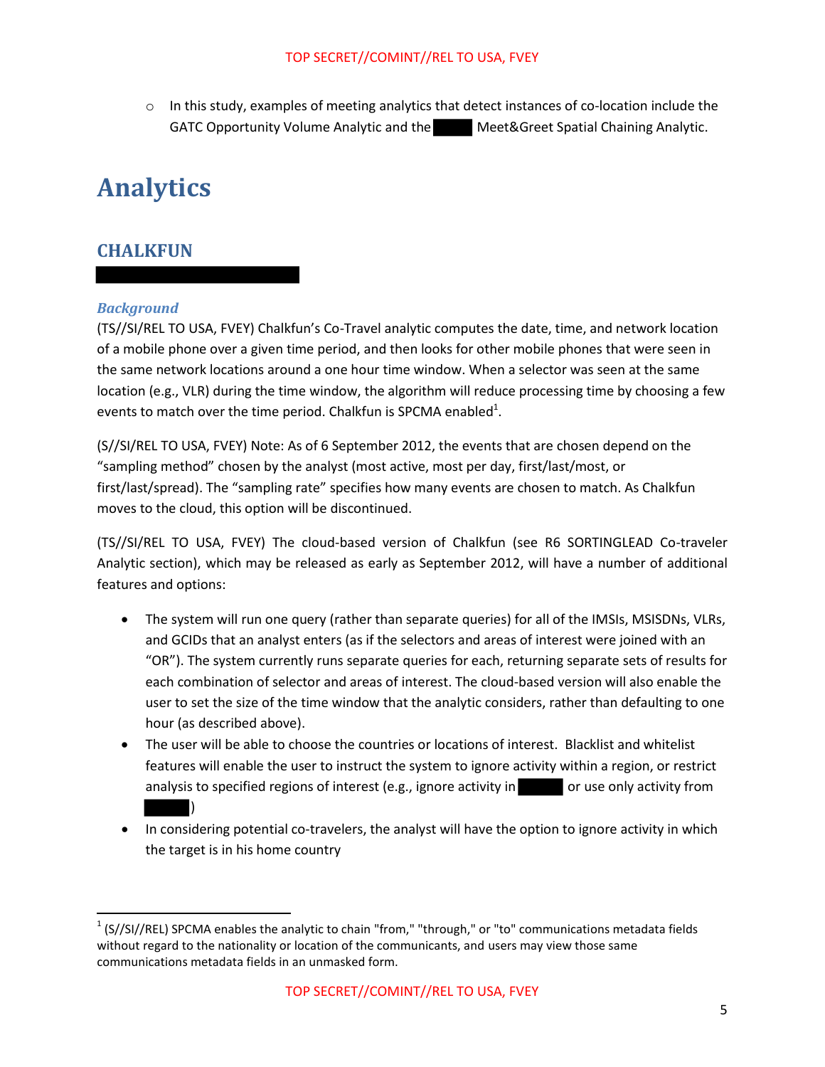- In this study, examples of meeting analytics that detect instances of co-location include the GATC Opportunity Volume Analytic and the ██████ Meet&Greet Spatial Chaining Analytic.

# Analytics

## CHALKFUN

██████████████████████

### *Background*

(TS//SI/REL TO USA, FVEY) Chalkfun's Co-Travel analytic computes the date, time, and network location of a mobile phone over a given time period, and then looks for other mobile phones that were seen in the same network locations around a one hour time window. When a selector was seen at the same location (e.g., VLR) during the time window, the algorithm will reduce processing time by choosing a few events to match over the time period. Chalkfun is SPCMA enabled[1].

(S//SI/REL TO USA, FVEY) Note: As of 6 September 2012, the events that are chosen depend on the "sampling method" chosen by the analyst (most active, most per day, first/last/most, or first/last/spread). The "sampling rate" specifies how many events are chosen to match. As Chalkfun moves to the cloud, this option will be discontinued.

(TS//SI/REL TO USA, FVEY) The cloud-based version of Chalkfun (see R6 SORTINGLEAD Co-traveler Analytic section), which may be released as early as September 2012, will have a number of additional features and options:

- The system will run one query (rather than separate queries) for all of the IMSIs, MSISDNs, VLRs, and GCIDs that an analyst enters (as if the selectors and areas of interest were joined with an "OR"). The system currently runs separate queries for each, returning separate sets of results for each combination of selector and areas of interest. The cloud-based version will also enable the user to set the size of the time window that the analytic considers, rather than defaulting to one hour (as described above).
- The user will be able to choose the countries or locations of interest. Blacklist and whitelist features will enable the user to instruct the system to ignore activity within a region, or restrict analysis to specified regions of interest (e.g., ignore activity in ██████ or use only activity from ██████)
- In considering potential co-travelers, the analyst will have the option to ignore activity in which the target is in his home country

---

[1] (S//SI//REL) SPCMA enables the analytic to chain "from," "through," or "to" communications metadata fields without regard to the nationality or location of the communicants, and users may view those same communications metadata fields in an unmasked form.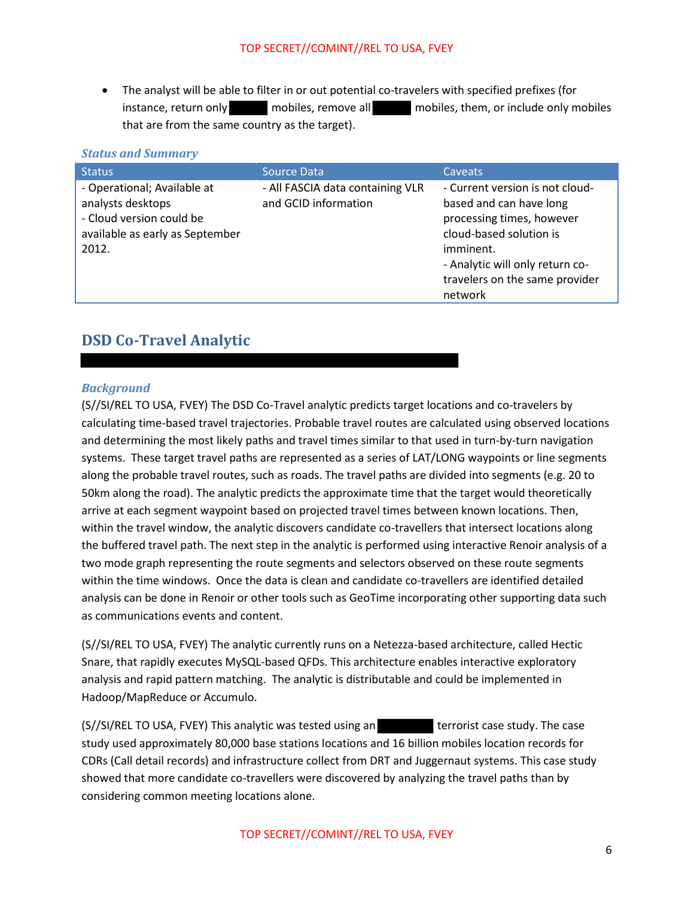- The analyst will be able to filter in or out potential co-travelers with specified prefixes (for instance, return only [REDACTED] mobiles, remove all [REDACTED] mobiles, them, or include only mobiles that are from the same country as the target).

### *Status and Summary*

| Status | Source Data | Caveats |
|---|---|---|
| - Operational; Available at analysts desktops<br>- Cloud version could be available as early as September 2012. | - All FASCIA data containing VLR and GCID information | - Current version is not cloud-based and can have long processing times, however cloud-based solution is imminent.<br>- Analytic will only return co-travelers on the same provider network |

## DSD Co-Travel Analytic

[REDACTED]

### *Background*

(S//SI/REL TO USA, FVEY) The DSD Co-Travel analytic predicts target locations and co-travelers by calculating time-based travel trajectories. Probable travel routes are calculated using observed locations and determining the most likely paths and travel times similar to that used in turn-by-turn navigation systems. These target travel paths are represented as a series of LAT/LONG waypoints or line segments along the probable travel routes, such as roads. The travel paths are divided into segments (e.g. 20 to 50km along the road). The analytic predicts the approximate time that the target would theoretically arrive at each segment waypoint based on projected travel times between known locations. Then, within the travel window, the analytic discovers candidate co-travellers that intersect locations along the buffered travel path. The next step in the analytic is performed using interactive Renoir analysis of a two mode graph representing the route segments and selectors observed on these route segments within the time windows. Once the data is clean and candidate co-travellers are identified detailed analysis can be done in Renoir or other tools such as GeoTime incorporating other supporting data such as communications events and content.

(S//SI/REL TO USA, FVEY) The analytic currently runs on a Netezza-based architecture, called Hectic Snare, that rapidly executes MySQL-based QFDs. This architecture enables interactive exploratory analysis and rapid pattern matching. The analytic is distributable and could be implemented in Hadoop/MapReduce or Accumulo.

(S//SI/REL TO USA, FVEY) This analytic was tested using an [REDACTED] terrorist case study. The case study used approximately 80,000 base stations locations and 16 billion mobiles location records for CDRs (Call detail records) and infrastructure collect from DRT and Juggernaut systems. This case study showed that more candidate co-travellers were discovered by analyzing the travel paths than by considering common meeting locations alone.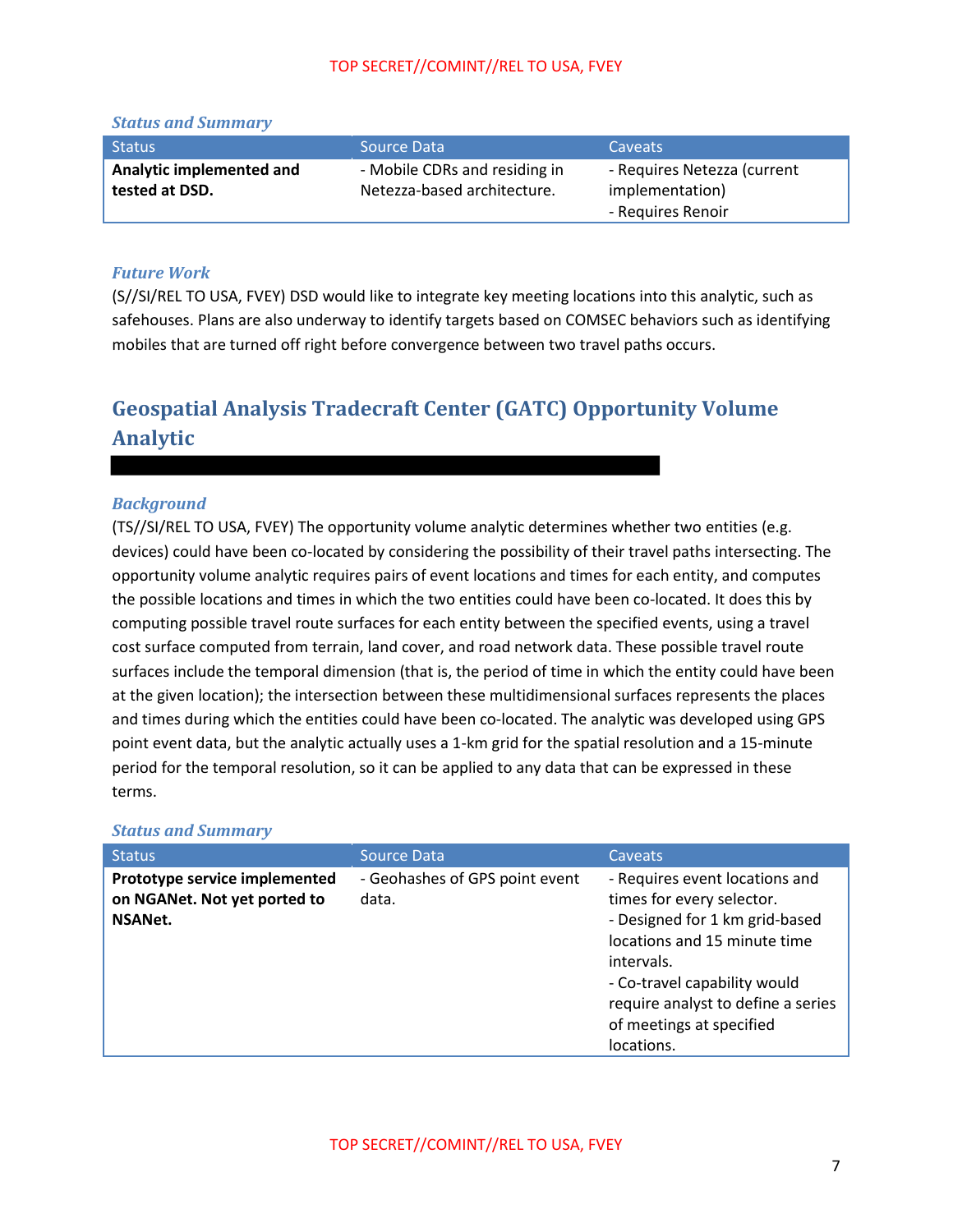### Status and Summary

| Status | Source Data | Caveats |
|---|---|---|
| **Analytic implemented and tested at DSD.** | - Mobile CDRs and residing in Netezza-based architecture. | - Requires Netezza (current implementation)<br>- Requires Renoir |

### Future Work

(S//SI/REL TO USA, FVEY) DSD would like to integrate key meeting locations into this analytic, such as safehouses. Plans are also underway to identify targets based on COMSEC behaviors such as identifying mobiles that are turned off right before convergence between two travel paths occurs.

## Geospatial Analysis Tradecraft Center (GATC) Opportunity Volume Analytic

### Background

(TS//SI/REL TO USA, FVEY) The opportunity volume analytic determines whether two entities (e.g. devices) could have been co-located by considering the possibility of their travel paths intersecting. The opportunity volume analytic requires pairs of event locations and times for each entity, and computes the possible locations and times in which the two entities could have been co-located. It does this by computing possible travel route surfaces for each entity between the specified events, using a travel cost surface computed from terrain, land cover, and road network data. These possible travel route surfaces include the temporal dimension (that is, the period of time in which the entity could have been at the given location); the intersection between these multidimensional surfaces represents the places and times during which the entities could have been co-located. The analytic was developed using GPS point event data, but the analytic actually uses a 1-km grid for the spatial resolution and a 15-minute period for the temporal resolution, so it can be applied to any data that can be expressed in these terms.

### Status and Summary

| Status | Source Data | Caveats |
|---|---|---|
| **Prototype service implemented on NGANet. Not yet ported to NSANet.** | - Geohashes of GPS point event data. | - Requires event locations and times for every selector.<br>- Designed for 1 km grid-based locations and 15 minute time intervals.<br>- Co-travel capability would require analyst to define a series of meetings at specified locations. |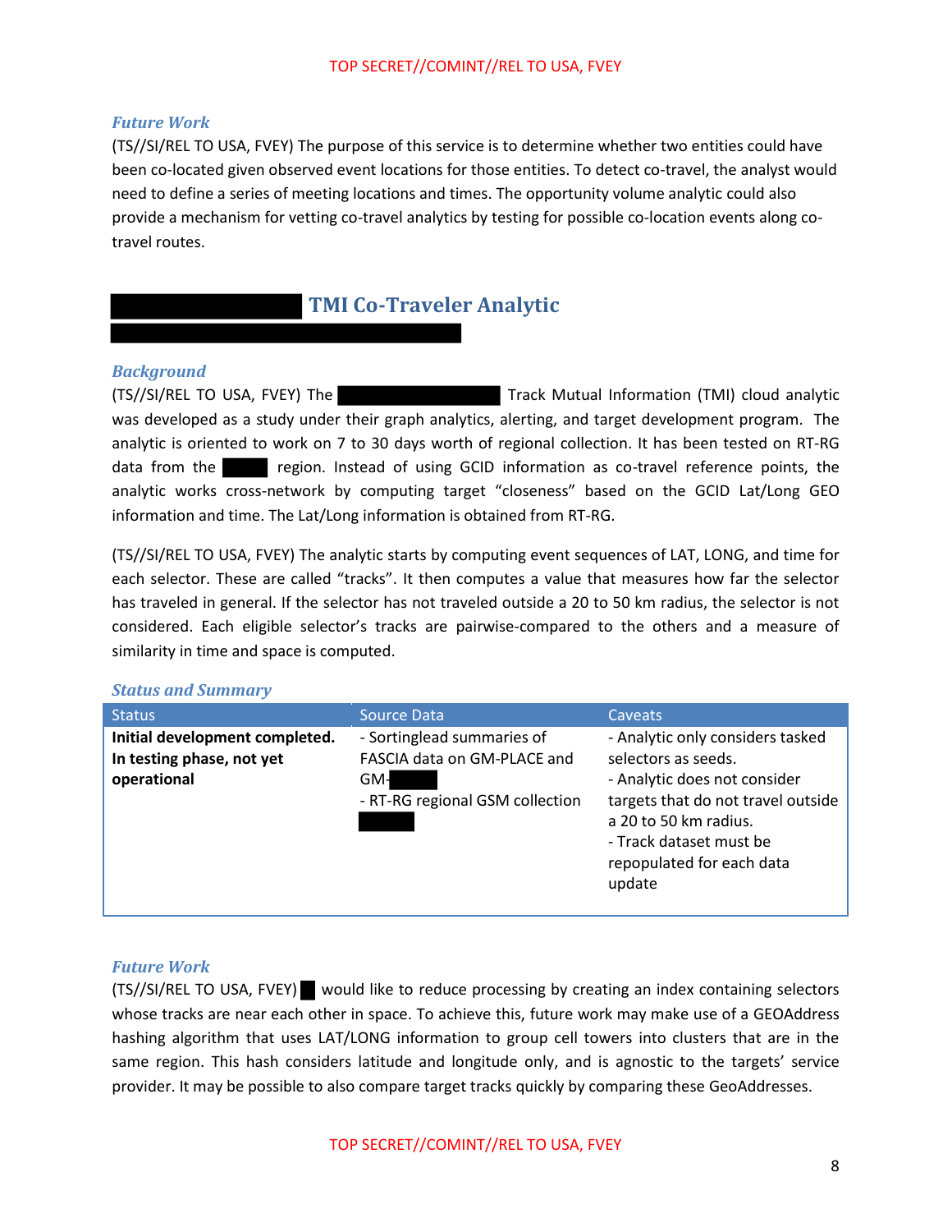### *Future Work*

(TS//SI/REL TO USA, FVEY) The purpose of this service is to determine whether two entities could have been co-located given observed event locations for those entities. To detect co-travel, the analyst would need to define a series of meeting locations and times. The opportunity volume analytic could also provide a mechanism for vetting co-travel analytics by testing for possible co-location events along co-travel routes.

## [REDACTED] TMI Co-Traveler Analytic

[REDACTED]

### *Background*

(TS//SI/REL TO USA, FVEY) The [REDACTED] Track Mutual Information (TMI) cloud analytic was developed as a study under their graph analytics, alerting, and target development program. The analytic is oriented to work on 7 to 30 days worth of regional collection. It has been tested on RT-RG data from the [REDACTED] region. Instead of using GCID information as co-travel reference points, the analytic works cross-network by computing target "closeness" based on the GCID Lat/Long GEO information and time. The Lat/Long information is obtained from RT-RG.

(TS//SI/REL TO USA, FVEY) The analytic starts by computing event sequences of LAT, LONG, and time for each selector. These are called "tracks". It then computes a value that measures how far the selector has traveled in general. If the selector has not traveled outside a 20 to 50 km radius, the selector is not considered. Each eligible selector's tracks are pairwise-compared to the others and a measure of similarity in time and space is computed.

### *Status and Summary*

| Status | Source Data | Caveats |
|---|---|---|
| **Initial development completed. In testing phase, not yet operational** | - Sortinglead summaries of FASCIA data on GM-PLACE and GM-[REDACTED]<br>- RT-RG regional GSM collection [REDACTED] | - Analytic only considers tasked selectors as seeds.<br>- Analytic does not consider targets that do not travel outside a 20 to 50 km radius.<br>- Track dataset must be repopulated for each data update |

### *Future Work*

(TS//SI/REL TO USA, FVEY) [REDACTED] would like to reduce processing by creating an index containing selectors whose tracks are near each other in space. To achieve this, future work may make use of a GEOAddress hashing algorithm that uses LAT/LONG information to group cell towers into clusters that are in the same region. This hash considers latitude and longitude only, and is agnostic to the targets' service provider. It may be possible to also compare target tracks quickly by comparing these GeoAddresses.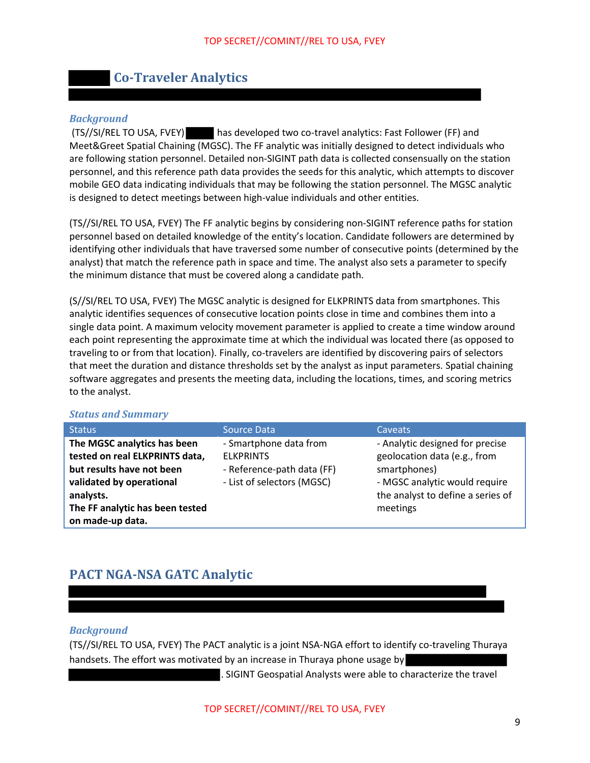## Co-Traveler Analytics

### *Background*

(TS//SI/REL TO USA, FVEY) has developed two co-travel analytics: Fast Follower (FF) and Meet&Greet Spatial Chaining (MGSC). The FF analytic was initially designed to detect individuals who are following station personnel. Detailed non-SIGINT path data is collected consensually on the station personnel, and this reference path data provides the seeds for this analytic, which attempts to discover mobile GEO data indicating individuals that may be following the station personnel. The MGSC analytic is designed to detect meetings between high-value individuals and other entities.

(TS//SI/REL TO USA, FVEY) The FF analytic begins by considering non-SIGINT reference paths for station personnel based on detailed knowledge of the entity's location. Candidate followers are determined by identifying other individuals that have traversed some number of consecutive points (determined by the analyst) that match the reference path in space and time. The analyst also sets a parameter to specify the minimum distance that must be covered along a candidate path.

(S//SI/REL TO USA, FVEY) The MGSC analytic is designed for ELKPRINTS data from smartphones. This analytic identifies sequences of consecutive location points close in time and combines them into a single data point. A maximum velocity movement parameter is applied to create a time window around each point representing the approximate time at which the individual was located there (as opposed to traveling to or from that location). Finally, co-travelers are identified by discovering pairs of selectors that meet the duration and distance thresholds set by the analyst as input parameters. Spatial chaining software aggregates and presents the meeting data, including the locations, times, and scoring metrics to the analyst.

### *Status and Summary*

| Status | Source Data | Caveats |
|---|---|---|
| **The MGSC analytics has been tested on real ELKPRINTS data, but results have not been validated by operational analysts.** **The FF analytic has been tested on made-up data.** | - Smartphone data from ELKPRINTS<br>- Reference-path data (FF)<br>- List of selectors (MGSC) | - Analytic designed for precise geolocation data (e.g., from smartphones)<br>- MGSC analytic would require the analyst to define a series of meetings |

## PACT NGA-NSA GATC Analytic

### *Background*

(TS//SI/REL TO USA, FVEY) The PACT analytic is a joint NSA-NGA effort to identify co-traveling Thuraya handsets. The effort was motivated by an increase in Thuraya phone usage by . SIGINT Geospatial Analysts were able to characterize the travel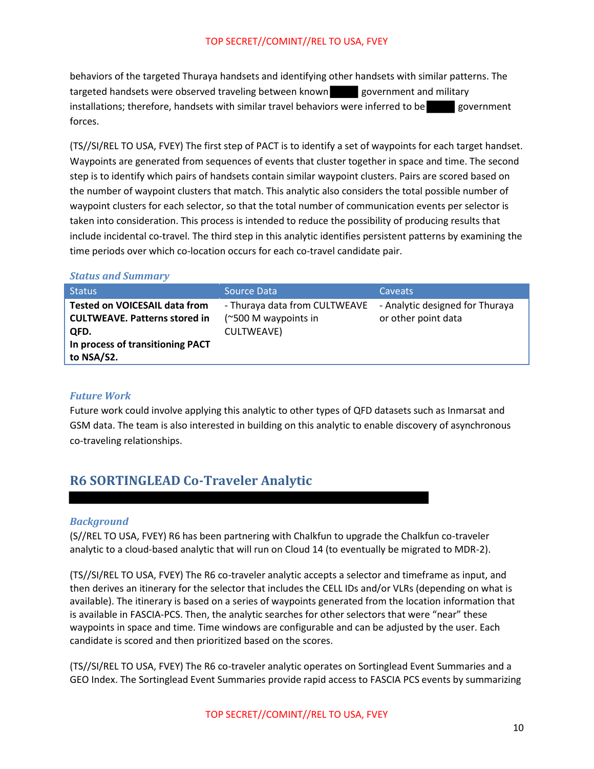behaviors of the targeted Thuraya handsets and identifying other handsets with similar patterns. The targeted handsets were observed traveling between known ███ government and military installations; therefore, handsets with similar travel behaviors were inferred to be ███ government forces.

(TS//SI/REL TO USA, FVEY) The first step of PACT is to identify a set of waypoints for each target handset. Waypoints are generated from sequences of events that cluster together in space and time. The second step is to identify which pairs of handsets contain similar waypoint clusters. Pairs are scored based on the number of waypoint clusters that match. This analytic also considers the total possible number of waypoint clusters for each selector, so that the total number of communication events per selector is taken into consideration. This process is intended to reduce the possibility of producing results that include incidental co-travel. The third step in this analytic identifies persistent patterns by examining the time periods over which co-location occurs for each co-travel candidate pair.

### *Status and Summary*

| Status | Source Data | Caveats |
|---|---|---|
| **Tested on VOICESAIL data from CULTWEAVE. Patterns stored in QFD.** **In process of transitioning PACT to NSA/S2.** | - Thuraya data from CULTWEAVE (~500 M waypoints in CULTWEAVE) | - Analytic designed for Thuraya or other point data |

### *Future Work*

Future work could involve applying this analytic to other types of QFD datasets such as Inmarsat and GSM data. The team is also interested in building on this analytic to enable discovery of asynchronous co-traveling relationships.

## R6 SORTINGLEAD Co-Traveler Analytic

████████████████████████████████

### *Background*

(S//REL TO USA, FVEY) R6 has been partnering with Chalkfun to upgrade the Chalkfun co-traveler analytic to a cloud-based analytic that will run on Cloud 14 (to eventually be migrated to MDR-2).

(TS//SI/REL TO USA, FVEY) The R6 co-traveler analytic accepts a selector and timeframe as input, and then derives an itinerary for the selector that includes the CELL IDs and/or VLRs (depending on what is available). The itinerary is based on a series of waypoints generated from the location information that is available in FASCIA-PCS. Then, the analytic searches for other selectors that were "near" these waypoints in space and time. Time windows are configurable and can be adjusted by the user. Each candidate is scored and then prioritized based on the scores.

(TS//SI/REL TO USA, FVEY) The R6 co-traveler analytic operates on Sortinglead Event Summaries and a GEO Index. The Sortinglead Event Summaries provide rapid access to FASCIA PCS events by summarizing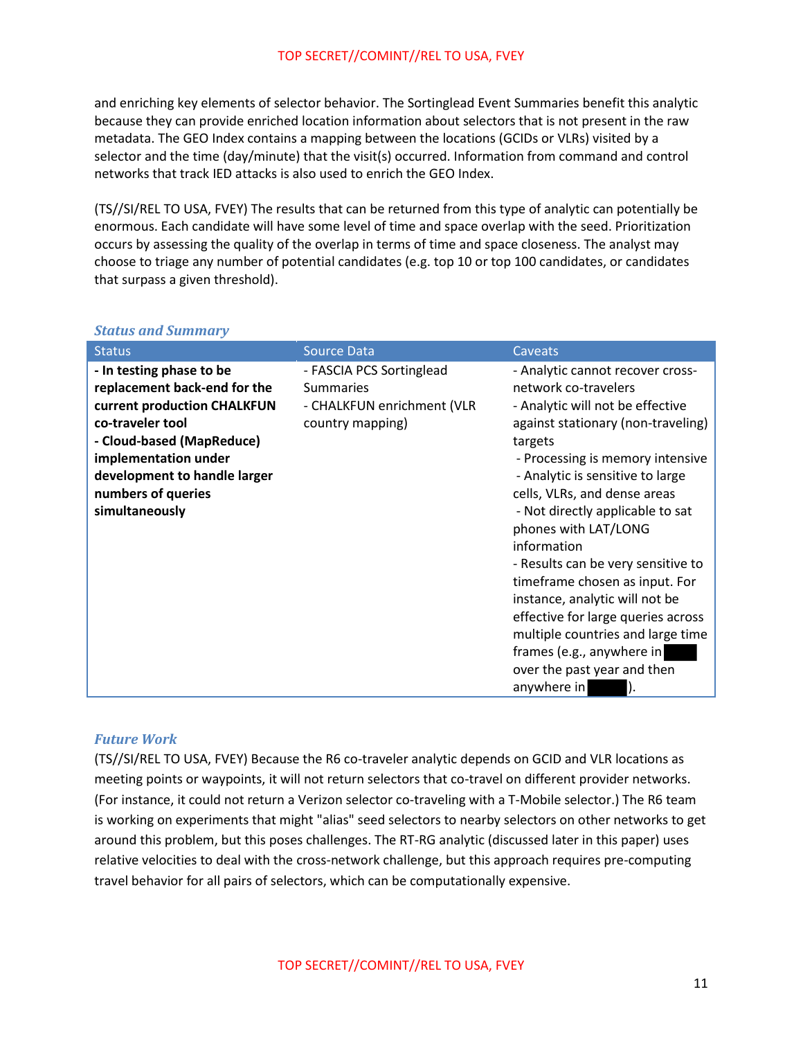and enriching key elements of selector behavior. The Sortinglead Event Summaries benefit this analytic because they can provide enriched location information about selectors that is not present in the raw metadata. The GEO Index contains a mapping between the locations (GCIDs or VLRs) visited by a selector and the time (day/minute) that the visit(s) occurred. Information from command and control networks that track IED attacks is also used to enrich the GEO Index.

(TS//SI/REL TO USA, FVEY) The results that can be returned from this type of analytic can potentially be enormous. Each candidate will have some level of time and space overlap with the seed. Prioritization occurs by assessing the quality of the overlap in terms of time and space closeness. The analyst may choose to triage any number of potential candidates (e.g. top 10 or top 100 candidates, or candidates that surpass a given threshold).

### *Status and Summary*

| Status | Source Data | Caveats |
| --- | --- | --- |
| **- In testing phase to be replacement back-end for the current production CHALKFUN co-traveler tool**<br>**- Cloud-based (MapReduce) implementation under development to handle larger numbers of queries simultaneously** | - FASCIA PCS Sortinglead Summaries<br>- CHALKFUN enrichment (VLR country mapping) | - Analytic cannot recover cross-network co-travelers<br>- Analytic will not be effective against stationary (non-traveling) targets<br>- Processing is memory intensive<br>- Analytic is sensitive to large cells, VLRs, and dense areas<br>- Not directly applicable to sat phones with LAT/LONG information<br>- Results can be very sensitive to timeframe chosen as input. For instance, analytic will not be effective for large queries across multiple countries and large time frames (e.g., anywhere in [REDACTED] over the past year and then anywhere in [REDACTED]). |

### *Future Work*

(TS//SI/REL TO USA, FVEY) Because the R6 co-traveler analytic depends on GCID and VLR locations as meeting points or waypoints, it will not return selectors that co-travel on different provider networks. (For instance, it could not return a Verizon selector co-traveling with a T-Mobile selector.) The R6 team is working on experiments that might "alias" seed selectors to nearby selectors on other networks to get around this problem, but this poses challenges. The RT-RG analytic (discussed later in this paper) uses relative velocities to deal with the cross-network challenge, but this approach requires pre-computing travel behavior for all pairs of selectors, which can be computationally expensive.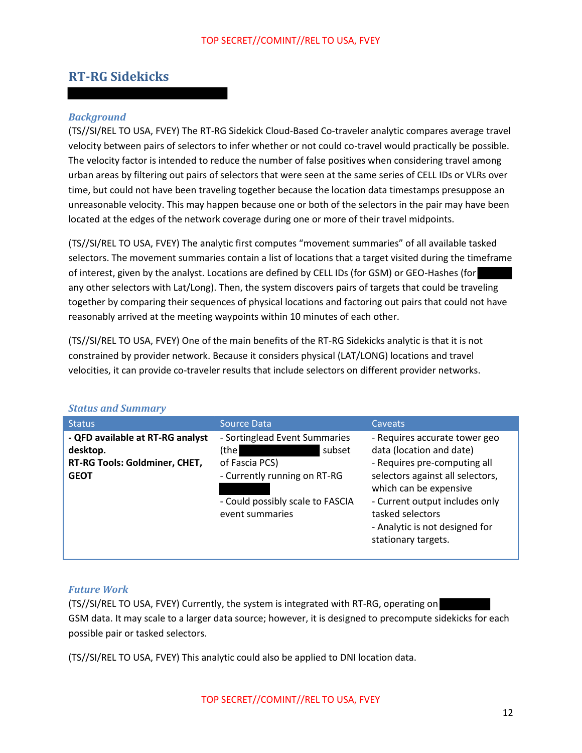TOP SECRET//COMINT//REL TO USA, FVEY

## RT-RG Sidekicks

### *Background*

(TS//SI/REL TO USA, FVEY) The RT-RG Sidekick Cloud-Based Co-traveler analytic compares average travel velocity between pairs of selectors to infer whether or not could co-travel would practically be possible. The velocity factor is intended to reduce the number of false positives when considering travel among urban areas by filtering out pairs of selectors that were seen at the same series of CELL IDs or VLRs over time, but could not have been traveling together because the location data timestamps presuppose an unreasonable velocity. This may happen because one or both of the selectors in the pair may have been located at the edges of the network coverage during one or more of their travel midpoints.

(TS//SI/REL TO USA, FVEY) The analytic first computes "movement summaries" of all available tasked selectors. The movement summaries contain a list of locations that a target visited during the timeframe of interest, given by the analyst. Locations are defined by CELL IDs (for GSM) or GEO-Hashes (for any other selectors with Lat/Long). Then, the system discovers pairs of targets that could be traveling together by comparing their sequences of physical locations and factoring out pairs that could not have reasonably arrived at the meeting waypoints within 10 minutes of each other.

(TS//SI/REL TO USA, FVEY) One of the main benefits of the RT-RG Sidekicks analytic is that it is not constrained by provider network. Because it considers physical (LAT/LONG) locations and travel velocities, it can provide co-traveler results that include selectors on different provider networks.

### *Status and Summary*

| Status | Source Data | Caveats |
|---|---|---|
| **- QFD available at RT-RG analyst desktop. RT-RG Tools: Goldminer, CHET, GEOT** | - Sortinglead Event Summaries (the subset of Fascia PCS)<br>- Currently running on RT-RG<br>- Could possibly scale to FASCIA event summaries | - Requires accurate tower geo data (location and date)<br>- Requires pre-computing all selectors against all selectors, which can be expensive<br>- Current output includes only tasked selectors<br>- Analytic is not designed for stationary targets. |

### *Future Work*

(TS//SI/REL TO USA, FVEY) Currently, the system is integrated with RT-RG, operating on GSM data. It may scale to a larger data source; however, it is designed to precompute sidekicks for each possible pair or tasked selectors.

(TS//SI/REL TO USA, FVEY) This analytic could also be applied to DNI location data.

TOP SECRET//COMINT//REL TO USA, FVEY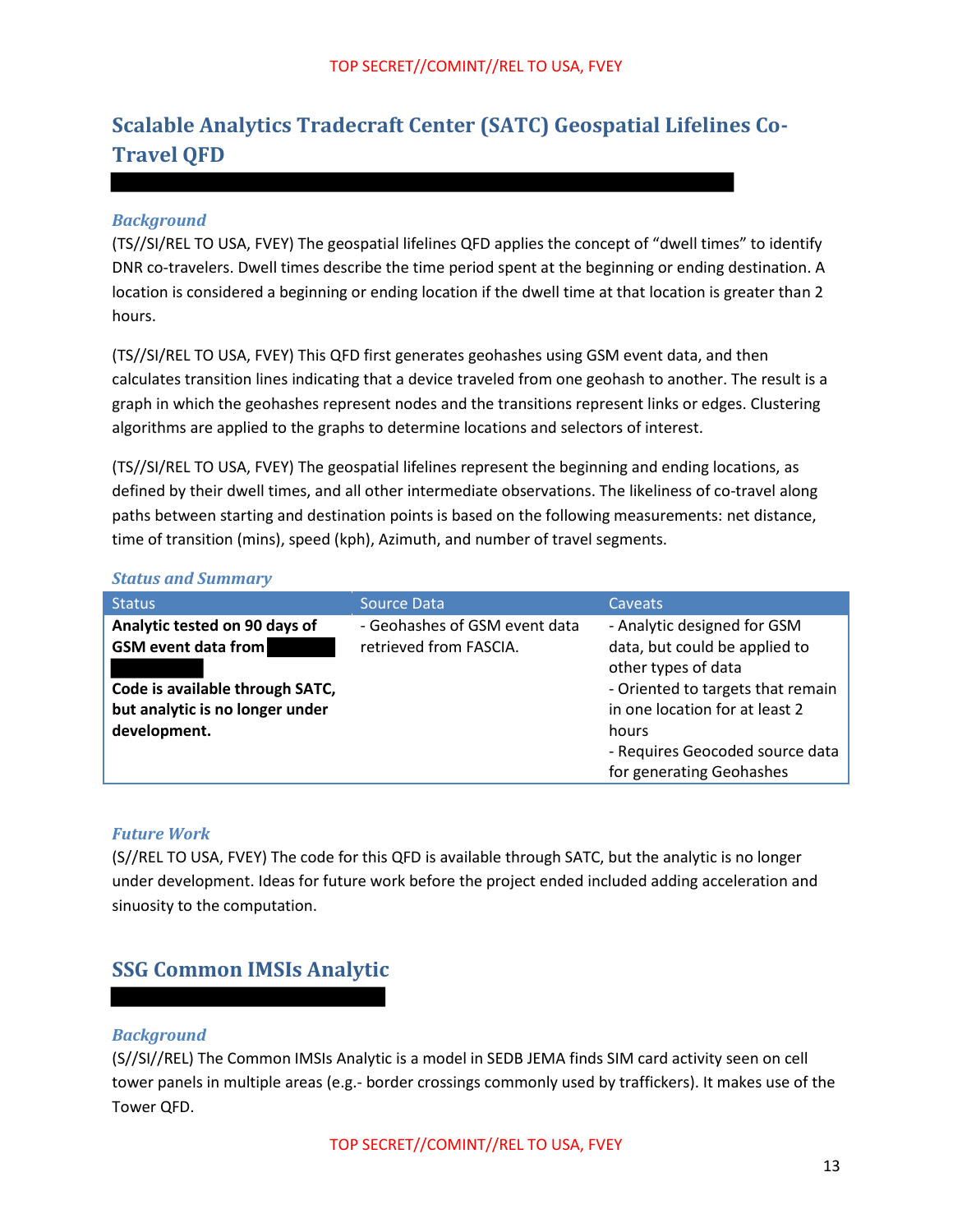## Scalable Analytics Tradecraft Center (SATC) Geospatial Lifelines Co-Travel QFD

### *Background*

(TS//SI/REL TO USA, FVEY) The geospatial lifelines QFD applies the concept of "dwell times" to identify DNR co-travelers. Dwell times describe the time period spent at the beginning or ending destination. A location is considered a beginning or ending location if the dwell time at that location is greater than 2 hours.

(TS//SI/REL TO USA, FVEY) This QFD first generates geohashes using GSM event data, and then calculates transition lines indicating that a device traveled from one geohash to another. The result is a graph in which the geohashes represent nodes and the transitions represent links or edges. Clustering algorithms are applied to the graphs to determine locations and selectors of interest.

(TS//SI/REL TO USA, FVEY) The geospatial lifelines represent the beginning and ending locations, as defined by their dwell times, and all other intermediate observations. The likeliness of co-travel along paths between starting and destination points is based on the following measurements: net distance, time of transition (mins), speed (kph), Azimuth, and number of travel segments.

### *Status and Summary*

| Status | Source Data | Caveats |
|---|---|---|
| **Analytic tested on 90 days of GSM event data from** <br><br> **Code is available through SATC, but analytic is no longer under development.** | - Geohashes of GSM event data retrieved from FASCIA. | - Analytic designed for GSM data, but could be applied to other types of data <br> - Oriented to targets that remain in one location for at least 2 hours <br> - Requires Geocoded source data for generating Geohashes |

### *Future Work*

(S//REL TO USA, FVEY) The code for this QFD is available through SATC, but the analytic is no longer under development. Ideas for future work before the project ended included adding acceleration and sinuosity to the computation.

## SSG Common IMSIs Analytic

### *Background*

(S//SI//REL) The Common IMSIs Analytic is a model in SEDB JEMA finds SIM card activity seen on cell tower panels in multiple areas (e.g.- border crossings commonly used by traffickers). It makes use of the Tower QFD.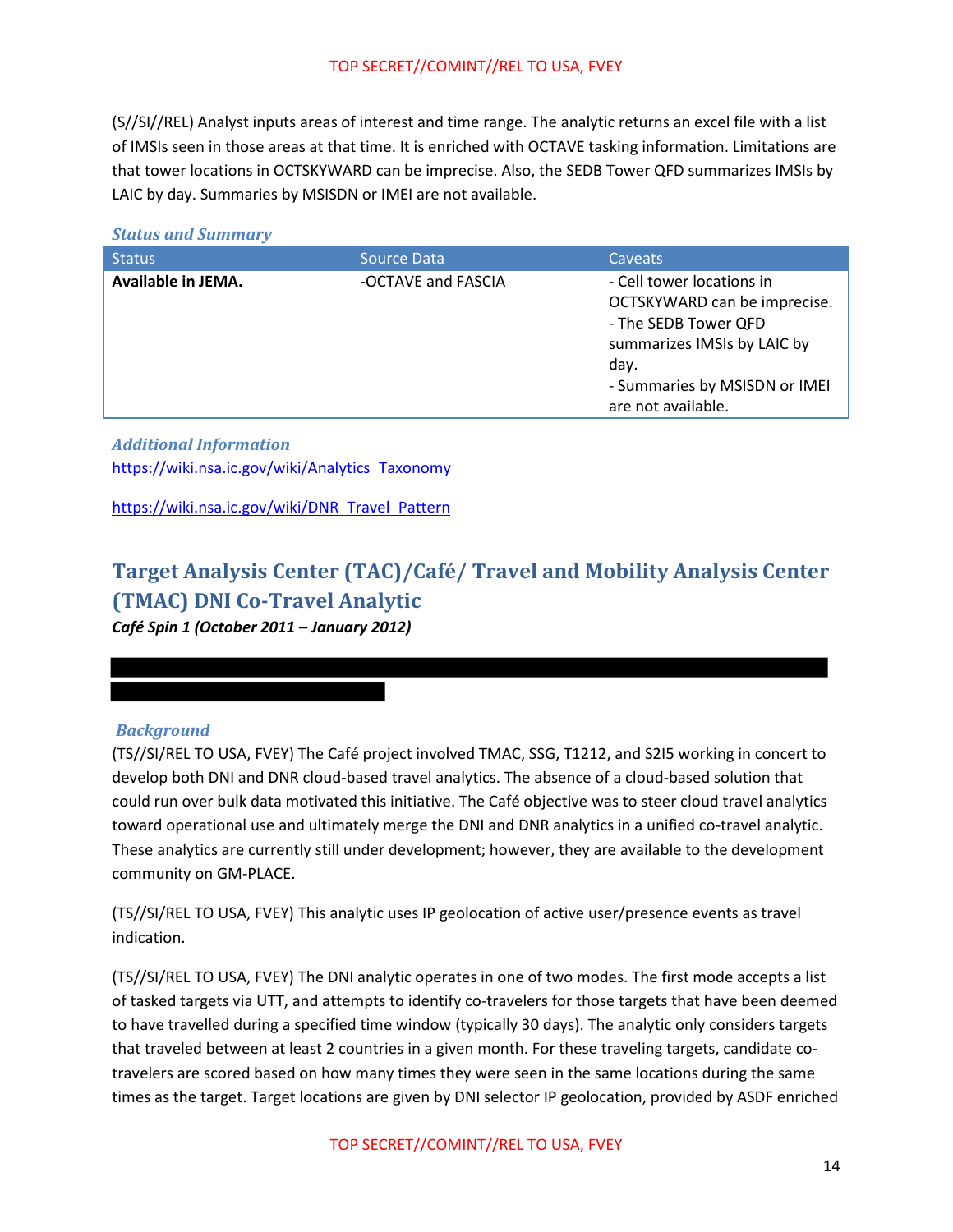(S//SI//REL) Analyst inputs areas of interest and time range. The analytic returns an excel file with a list of IMSIs seen in those areas at that time. It is enriched with OCTAVE tasking information. Limitations are that tower locations in OCTSKYWARD can be imprecise. Also, the SEDB Tower QFD summarizes IMSIs by LAIC by day. Summaries by MSISDN or IMEI are not available.

### *Status and Summary*

| Status | Source Data | Caveats |
|---|---|---|
| **Available in JEMA.** | -OCTAVE and FASCIA | - Cell tower locations in OCTSKYWARD can be imprecise.<br>- The SEDB Tower QFD summarizes IMSIs by LAIC by day.<br>- Summaries by MSISDN or IMEI are not available. |

### *Additional Information*

https://wiki.nsa.ic.gov/wiki/Analytics_Taxonomy

https://wiki.nsa.ic.gov/wiki/DNR_Travel_Pattern

## Target Analysis Center (TAC)/Café/ Travel and Mobility Analysis Center (TMAC) DNI Co-Travel Analytic

***Café Spin 1 (October 2011 – January 2012)***

### *Background*

(TS//SI/REL TO USA, FVEY) The Café project involved TMAC, SSG, T1212, and S2I5 working in concert to develop both DNI and DNR cloud-based travel analytics. The absence of a cloud-based solution that could run over bulk data motivated this initiative. The Café objective was to steer cloud travel analytics toward operational use and ultimately merge the DNI and DNR analytics in a unified co-travel analytic. These analytics are currently still under development; however, they are available to the development community on GM-PLACE.

(TS//SI/REL TO USA, FVEY) This analytic uses IP geolocation of active user/presence events as travel indication.

(TS//SI/REL TO USA, FVEY) The DNI analytic operates in one of two modes. The first mode accepts a list of tasked targets via UTT, and attempts to identify co-travelers for those targets that have been deemed to have travelled during a specified time window (typically 30 days). The analytic only considers targets that traveled between at least 2 countries in a given month. For these traveling targets, candidate co-travelers are scored based on how many times they were seen in the same locations during the same times as the target. Target locations are given by DNI selector IP geolocation, provided by ASDF enriched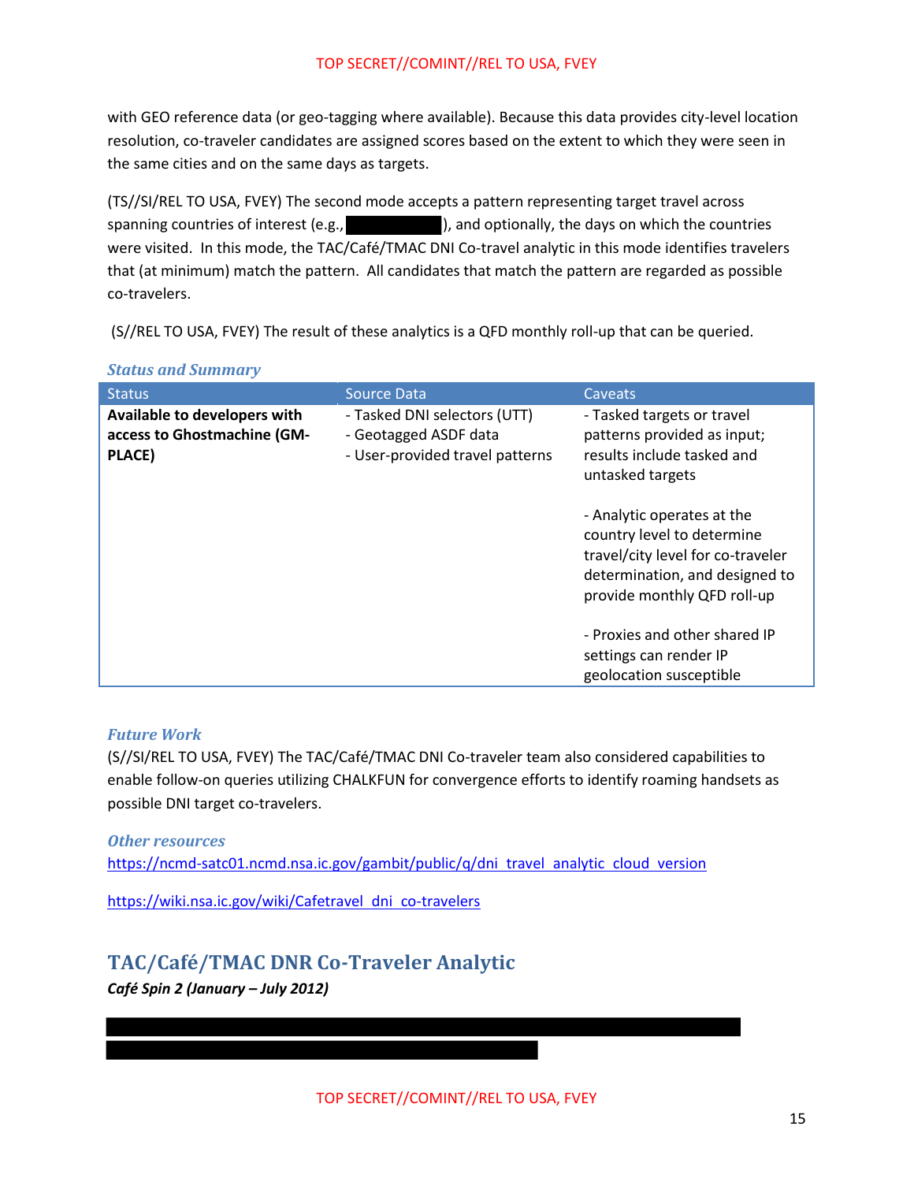with GEO reference data (or geo-tagging where available). Because this data provides city-level location resolution, co-traveler candidates are assigned scores based on the extent to which they were seen in the same cities and on the same days as targets.

(TS//SI/REL TO USA, FVEY) The second mode accepts a pattern representing target travel across spanning countries of interest (e.g., ██████████), and optionally, the days on which the countries were visited. In this mode, the TAC/Café/TMAC DNI Co-travel analytic in this mode identifies travelers that (at minimum) match the pattern. All candidates that match the pattern are regarded as possible co-travelers.

(S//REL TO USA, FVEY) The result of these analytics is a QFD monthly roll-up that can be queried.

### *Status and Summary*

| Status | Source Data | Caveats |
|---|---|---|
| **Available to developers with access to Ghostmachine (GM-PLACE)** | - Tasked DNI selectors (UTT)<br>- Geotagged ASDF data<br>- User-provided travel patterns | - Tasked targets or travel patterns provided as input; results include tasked and untasked targets<br><br>- Analytic operates at the country level to determine travel/city level for co-traveler determination, and designed to provide monthly QFD roll-up<br><br>- Proxies and other shared IP settings can render IP geolocation susceptible |

### *Future Work*

(S//SI/REL TO USA, FVEY) The TAC/Café/TMAC DNI Co-traveler team also considered capabilities to enable follow-on queries utilizing CHALKFUN for convergence efforts to identify roaming handsets as possible DNI target co-travelers.

### *Other resources*

https://ncmd-satc01.ncmd.nsa.ic.gov/gambit/public/q/dni_travel_analytic_cloud_version

https://wiki.nsa.ic.gov/wiki/Cafetravel_dni_co-travelers

## TAC/Café/TMAC DNR Co-Traveler Analytic

***Café Spin 2 (January – July 2012)***

██████████████████████████████████████████████████████
████████████████████████████████████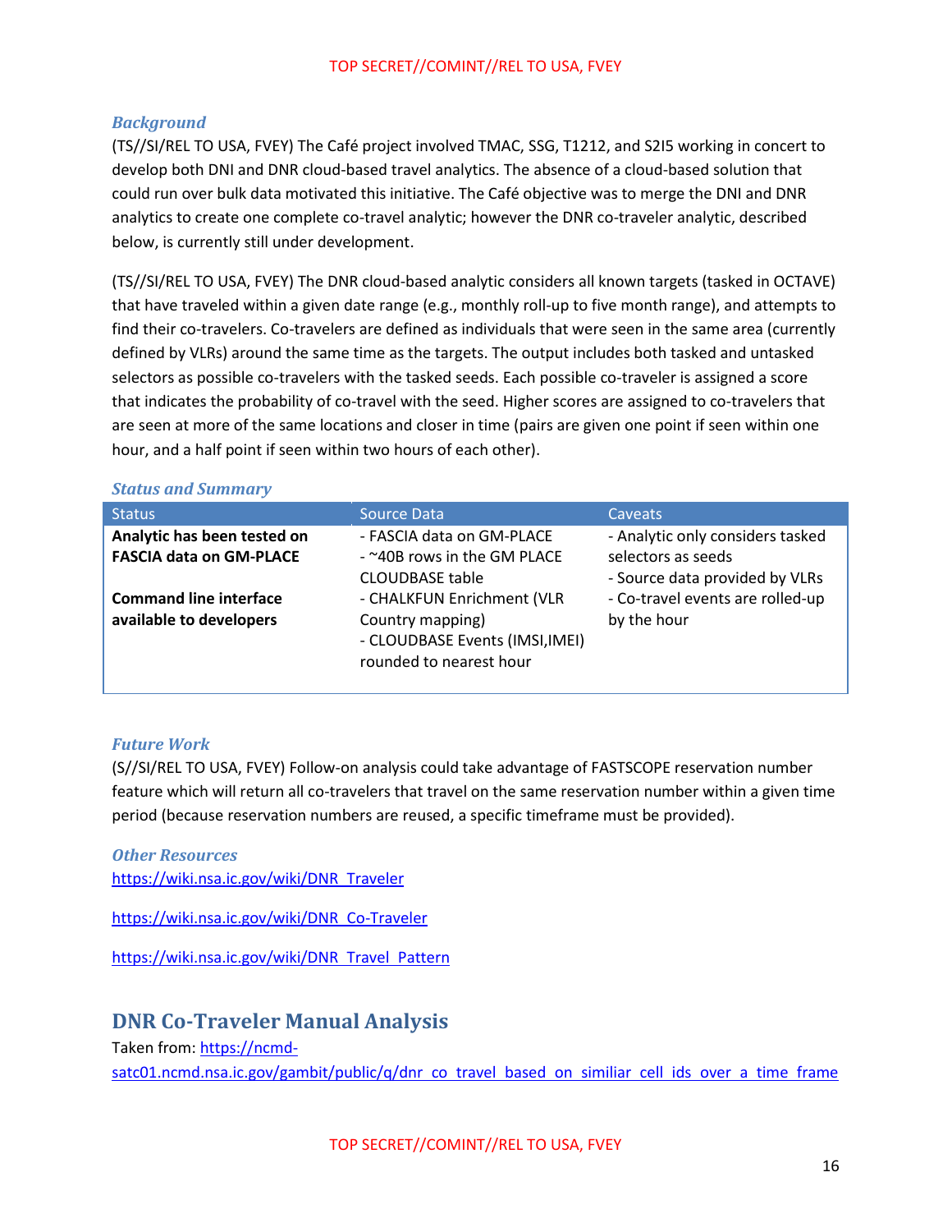### *Background*

(TS//SI/REL TO USA, FVEY) The Café project involved TMAC, SSG, T1212, and S2I5 working in concert to develop both DNI and DNR cloud-based travel analytics. The absence of a cloud-based solution that could run over bulk data motivated this initiative. The Café objective was to merge the DNI and DNR analytics to create one complete co-travel analytic; however the DNR co-traveler analytic, described below, is currently still under development.

(TS//SI/REL TO USA, FVEY) The DNR cloud-based analytic considers all known targets (tasked in OCTAVE) that have traveled within a given date range (e.g., monthly roll-up to five month range), and attempts to find their co-travelers. Co-travelers are defined as individuals that were seen in the same area (currently defined by VLRs) around the same time as the targets. The output includes both tasked and untasked selectors as possible co-travelers with the tasked seeds. Each possible co-traveler is assigned a score that indicates the probability of co-travel with the seed. Higher scores are assigned to co-travelers that are seen at more of the same locations and closer in time (pairs are given one point if seen within one hour, and a half point if seen within two hours of each other).

### *Status and Summary*

| Status | Source Data | Caveats |
|---|---|---|
| **Analytic has been tested on FASCIA data on GM-PLACE**<br><br>**Command line interface available to developers** | - FASCIA data on GM-PLACE<br>- ~40B rows in the GM PLACE CLOUDBASE table<br>- CHALKFUN Enrichment (VLR Country mapping)<br>- CLOUDBASE Events (IMSI,IMEI) rounded to nearest hour | - Analytic only considers tasked selectors as seeds<br>- Source data provided by VLRs<br>- Co-travel events are rolled-up by the hour |

### *Future Work*

(S//SI/REL TO USA, FVEY) Follow-on analysis could take advantage of FASTSCOPE reservation number feature which will return all co-travelers that travel on the same reservation number within a given time period (because reservation numbers are reused, a specific timeframe must be provided).

### *Other Resources*

https://wiki.nsa.ic.gov/wiki/DNR_Traveler

https://wiki.nsa.ic.gov/wiki/DNR_Co-Traveler

https://wiki.nsa.ic.gov/wiki/DNR_Travel_Pattern

## DNR Co-Traveler Manual Analysis

Taken from: https://ncmd-satc01.ncmd.nsa.ic.gov/gambit/public/q/dnr_co_travel_based_on_similiar_cell_ids_over_a_time_frame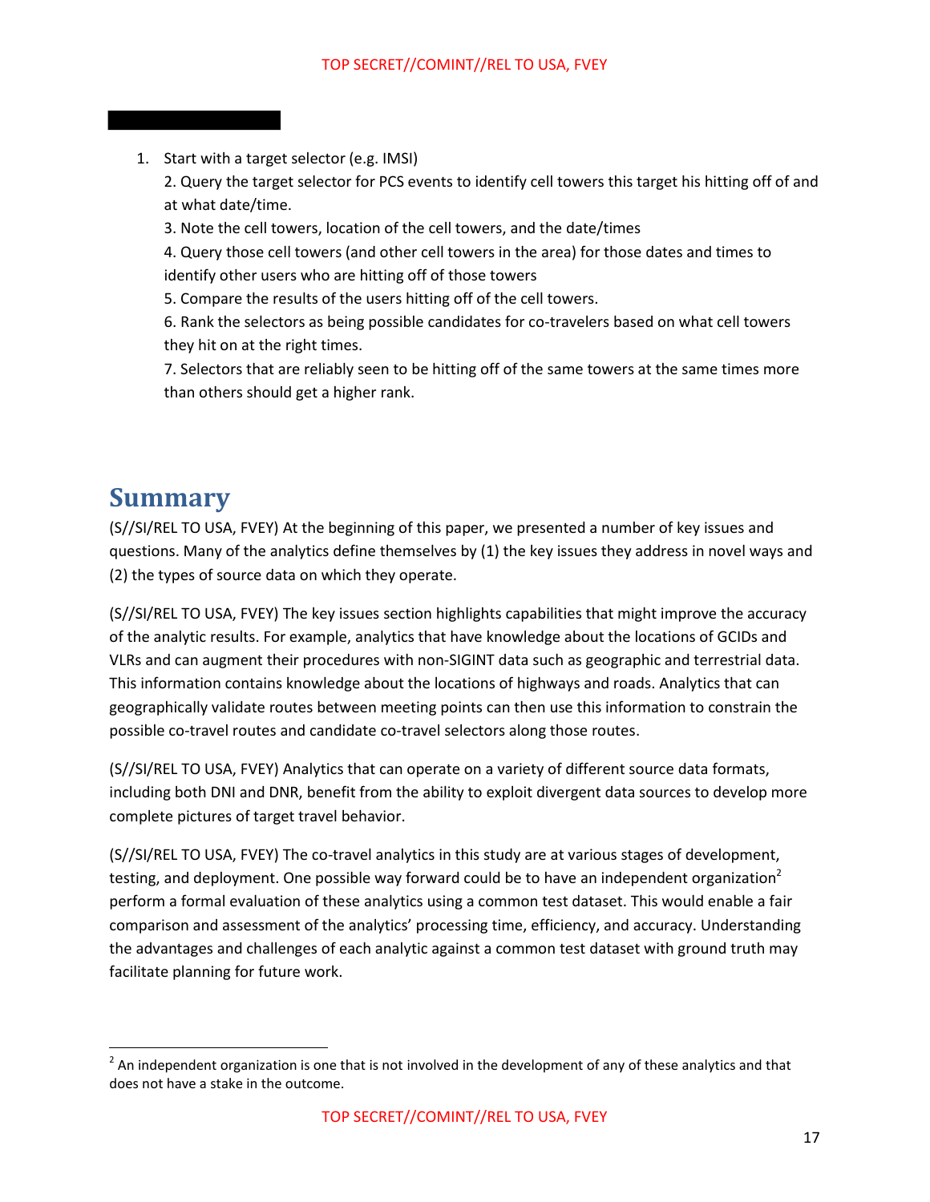1. Start with a target selector (e.g. IMSI)
2. Query the target selector for PCS events to identify cell towers this target his hitting off of and at what date/time.
3. Note the cell towers, location of the cell towers, and the date/times
4. Query those cell towers (and other cell towers in the area) for those dates and times to identify other users who are hitting off of those towers
5. Compare the results of the users hitting off of the cell towers.
6. Rank the selectors as being possible candidates for co-travelers based on what cell towers they hit on at the right times.
7. Selectors that are reliably seen to be hitting off of the same towers at the same times more than others should get a higher rank.

# Summary

(S//SI/REL TO USA, FVEY) At the beginning of this paper, we presented a number of key issues and questions. Many of the analytics define themselves by (1) the key issues they address in novel ways and (2) the types of source data on which they operate.

(S//SI/REL TO USA, FVEY) The key issues section highlights capabilities that might improve the accuracy of the analytic results. For example, analytics that have knowledge about the locations of GCIDs and VLRs and can augment their procedures with non-SIGINT data such as geographic and terrestrial data. This information contains knowledge about the locations of highways and roads. Analytics that can geographically validate routes between meeting points can then use this information to constrain the possible co-travel routes and candidate co-travel selectors along those routes.

(S//SI/REL TO USA, FVEY) Analytics that can operate on a variety of different source data formats, including both DNI and DNR, benefit from the ability to exploit divergent data sources to develop more complete pictures of target travel behavior.

(S//SI/REL TO USA, FVEY) The co-travel analytics in this study are at various stages of development, testing, and deployment. One possible way forward could be to have an independent organization[2] perform a formal evaluation of these analytics using a common test dataset. This would enable a fair comparison and assessment of the analytics' processing time, efficiency, and accuracy. Understanding the advantages and challenges of each analytic against a common test dataset with ground truth may facilitate planning for future work.

[2] An independent organization is one that is not involved in the development of any of these analytics and that does not have a stake in the outcome.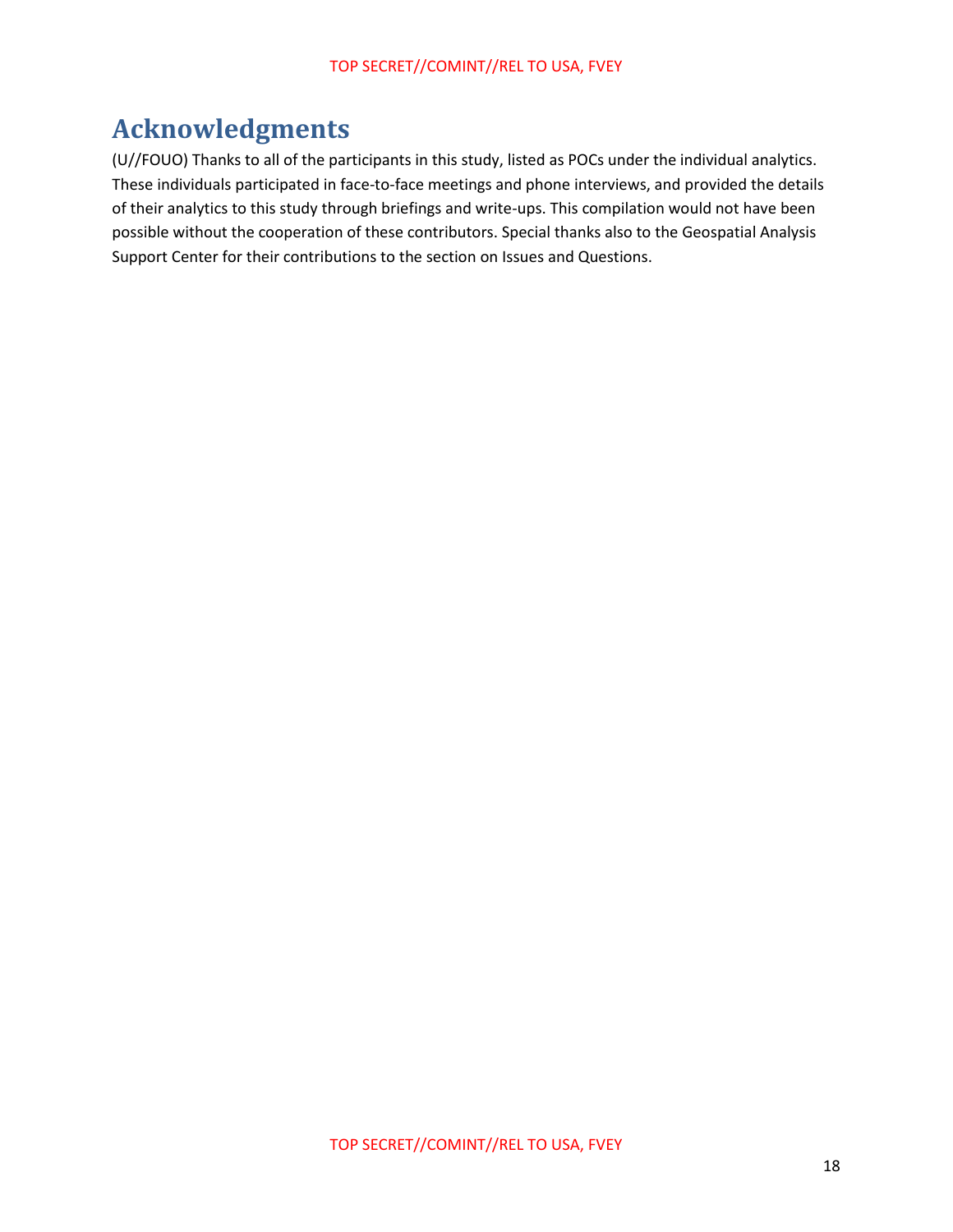# Acknowledgments

(U//FOUO) Thanks to all of the participants in this study, listed as POCs under the individual analytics. These individuals participated in face-to-face meetings and phone interviews, and provided the details of their analytics to this study through briefings and write-ups. This compilation would not have been possible without the cooperation of these contributors. Special thanks also to the Geospatial Analysis Support Center for their contributions to the section on Issues and Questions.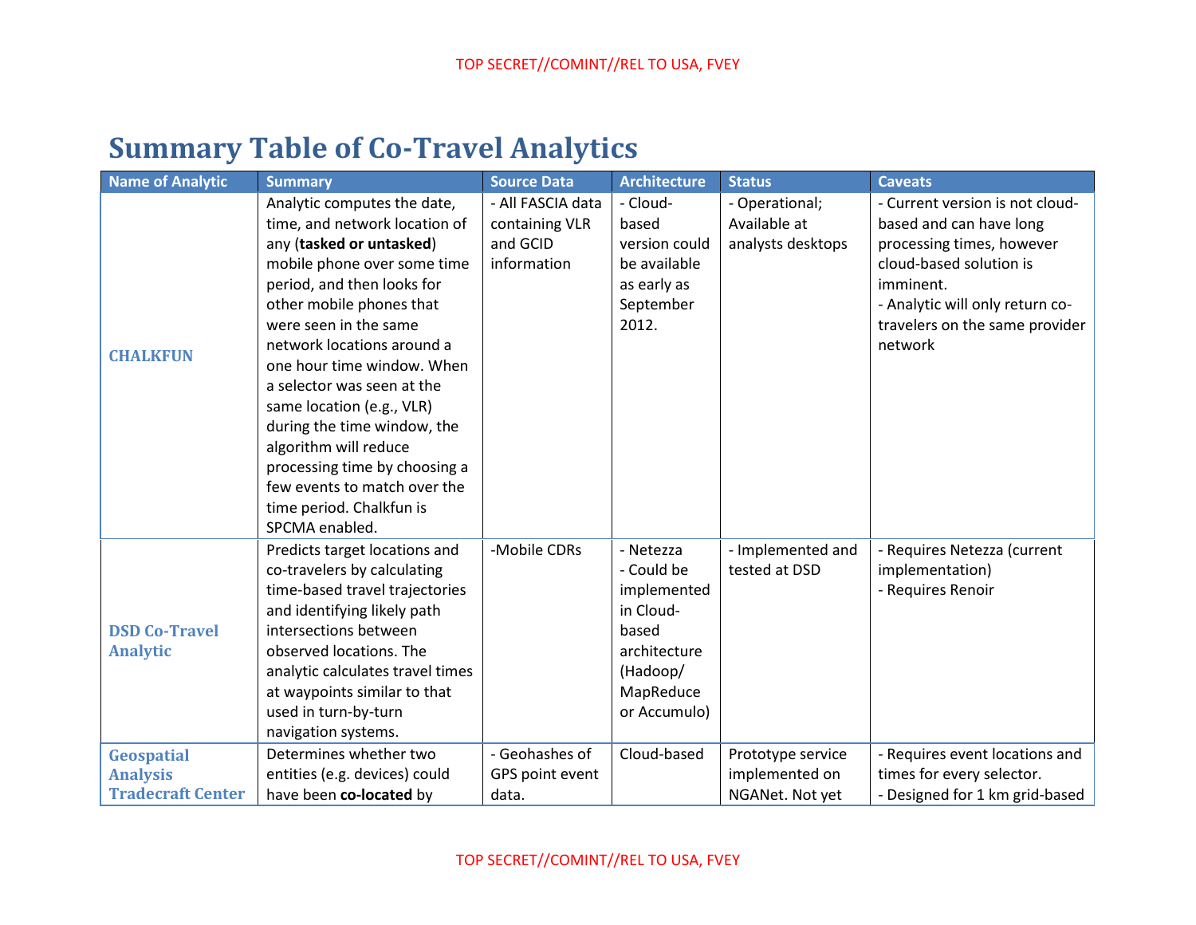# Summary Table of Co-Travel Analytics

| Name of Analytic | Summary | Source Data | Architecture | Status | Caveats |
|---|---|---|---|---|---|
| CHALKFUN | Analytic computes the date, time, and network location of any (**tasked or untasked**) mobile phone over some time period, and then looks for other mobile phones that were seen in the same network locations around a one hour time window. When a selector was seen at the same location (e.g., VLR) during the time window, the algorithm will reduce processing time by choosing a few events to match over the time period. Chalkfun is SPCMA enabled. | - All FASCIA data containing VLR and GCID information | - Cloud-based version could be available as early as September 2012. | - Operational; Available at analysts desktops | - Current version is not cloud-based and can have long processing times, however cloud-based solution is imminent.<br>- Analytic will only return co-travelers on the same provider network |
| DSD Co-Travel Analytic | Predicts target locations and co-travelers by calculating time-based travel trajectories and identifying likely path intersections between observed locations. The analytic calculates travel times at waypoints similar to that used in turn-by-turn navigation systems. | -Mobile CDRs | - Netezza<br>- Could be implemented in Cloud-based architecture (Hadoop/ MapReduce or Accumulo) | - Implemented and tested at DSD | - Requires Netezza (current implementation)<br>- Requires Renoir |
| Geospatial Analysis Tradecraft Center | Determines whether two entities (e.g. devices) could have been **co-located** by | - Geohashes of GPS point event data. | Cloud-based | Prototype service implemented on NGANet. Not yet | - Requires event locations and times for every selector.<br>- Designed for 1 km grid-based |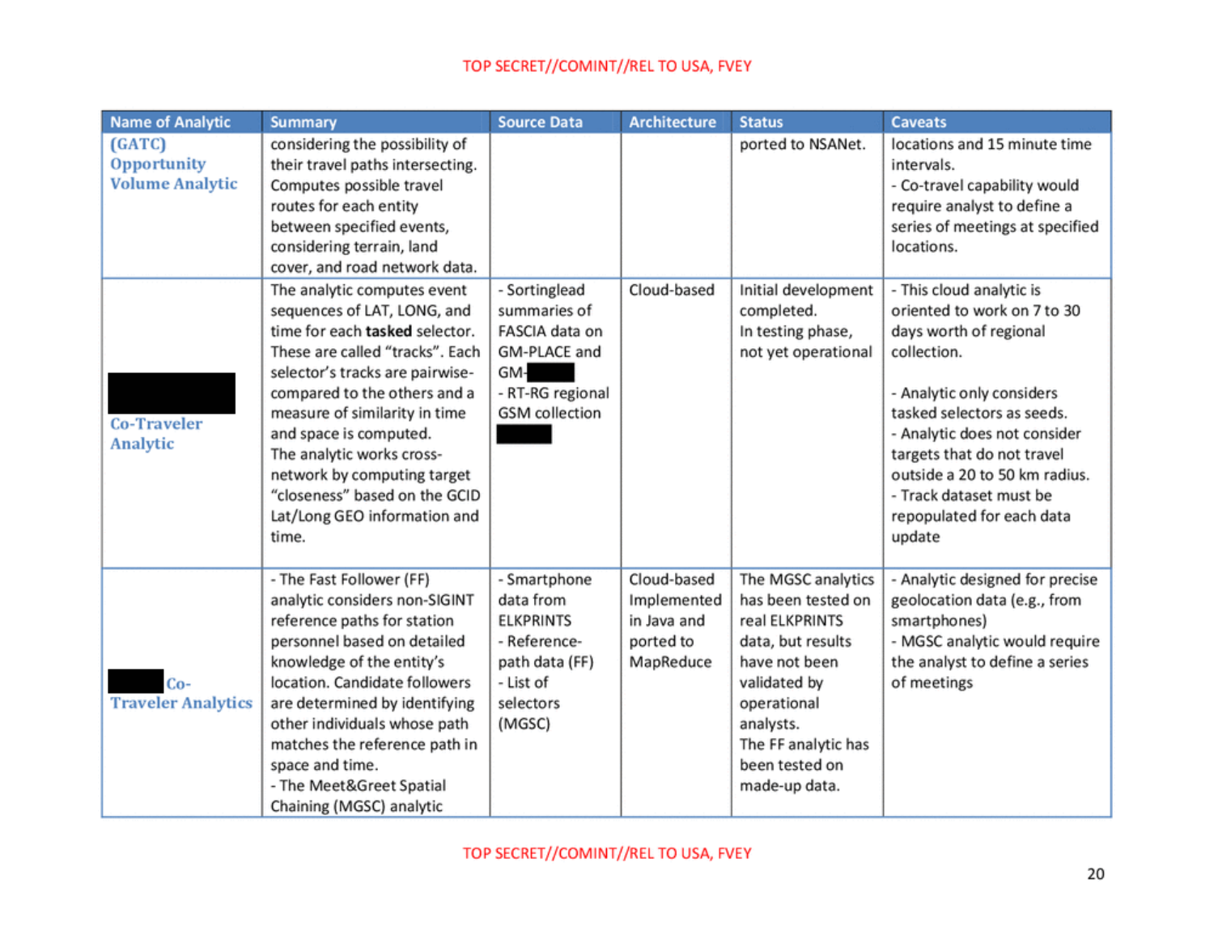| Name of Analytic | Summary | Source Data | Architecture | Status | Caveats |
|---|---|---|---|---|---|
| (GATC) Opportunity Volume Analytic | considering the possibility of their travel paths intersecting. Computes possible travel routes for each entity between specified events, considering terrain, land cover, and road network data. | | | ported to NSANet. | locations and 15 minute time intervals.<br>- Co-travel capability would require analyst to define a series of meetings at specified locations. |
| [REDACTED] Co-Traveler Analytic | The analytic computes event sequences of LAT, LONG, and time for each **tasked** selector. These are called "tracks". Each selector's tracks are pairwise-compared to the others and a measure of similarity in time and space is computed.<br>The analytic works cross-network by computing target "closeness" based on the GCID Lat/Long GEO information and time. | - Sortinglead summaries of FASCIA data on GM-PLACE and GM-[REDACTED]<br>- RT-RG regional GSM collection<br>[REDACTED] | Cloud-based | Initial development completed.<br>In testing phase, not yet operational | - This cloud analytic is oriented to work on 7 to 30 days worth of regional collection.<br><br>- Analytic only considers tasked selectors as seeds.<br>- Analytic does not consider targets that do not travel outside a 20 to 50 km radius.<br>- Track dataset must be repopulated for each data update |
| [REDACTED] Co-Traveler Analytics | - The Fast Follower (FF) analytic considers non-SIGINT reference paths for station personnel based on detailed knowledge of the entity's location. Candidate followers are determined by identifying other individuals whose path matches the reference path in space and time.<br>- The Meet&Greet Spatial Chaining (MGSC) analytic | - Smartphone data from ELKPRINTS<br>- Reference-path data (FF)<br>- List of selectors (MGSC) | Cloud-based Implemented in Java and ported to MapReduce | The MGSC analytics has been tested on real ELKPRINTS data, but results have not been validated by operational analysts.<br>The FF analytic has been tested on made-up data. | - Analytic designed for precise geolocation data (e.g., from smartphones)<br>- MGSC analytic would require the analyst to define a series of meetings |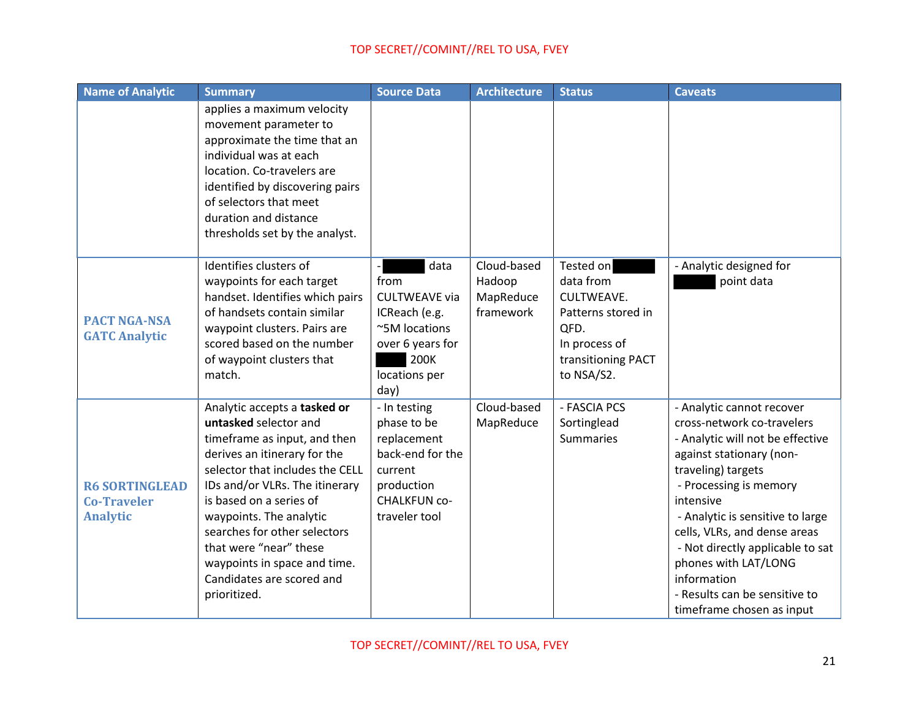TOP SECRET//COMINT//REL TO USA, FVEY

| Name of Analytic | Summary | Source Data | Architecture | Status | Caveats |
| --- | --- | --- | --- | --- | --- |
| | applies a maximum velocity movement parameter to approximate the time that an individual was at each location. Co-travelers are identified by discovering pairs of selectors that meet duration and distance thresholds set by the analyst. | | | | |
| **PACT NGA-NSA GATC Analytic** | Identifies clusters of waypoints for each target handset. Identifies which pairs of handsets contain similar waypoint clusters. Pairs are scored based on the number of waypoint clusters that match. | - ██████ data from CULTWEAVE via ICReach (e.g. ~5M locations over 6 years for ████ 200K locations per day) | Cloud-based Hadoop MapReduce framework | Tested on ██████ data from CULTWEAVE. Patterns stored in QFD. In process of transitioning PACT to NSA/S2. | - Analytic designed for ██████ point data |
| **R6 SORTINGLEAD Co-Traveler Analytic** | Analytic accepts a **tasked or untasked** selector and timeframe as input, and then derives an itinerary for the selector that includes the CELL IDs and/or VLRs. The itinerary is based on a series of waypoints. The analytic searches for other selectors that were "near" these waypoints in space and time. Candidates are scored and prioritized. | - In testing phase to be replacement back-end for the current production CHALKFUN co-traveler tool | Cloud-based MapReduce | - FASCIA PCS Sortinglead Summaries | - Analytic cannot recover cross-network co-travelers<br>- Analytic will not be effective against stationary (non-traveling) targets<br>- Processing is memory intensive<br>- Analytic is sensitive to large cells, VLRs, and dense areas<br>- Not directly applicable to sat phones with LAT/LONG information<br>- Results can be sensitive to timeframe chosen as input |

TOP SECRET//COMINT//REL TO USA, FVEY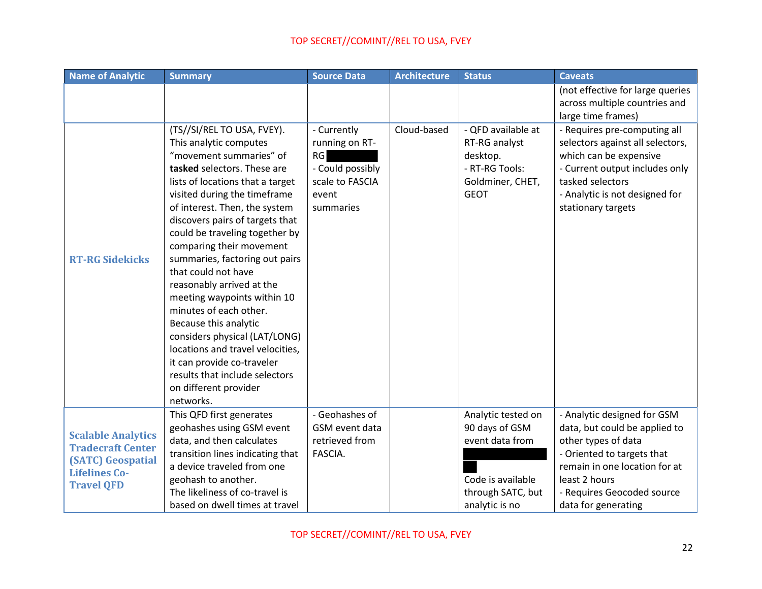| Name of Analytic | Summary | Source Data | Architecture | Status | Caveats |
|---|---|---|---|---|---|
| | | | | | (not effective for large queries across multiple countries and large time frames) |
| **RT-RG Sidekicks** | (TS//SI/REL TO USA, FVEY). This analytic computes "movement summaries" of **tasked** selectors. These are lists of locations that a target visited during the timeframe of interest. Then, the system discovers pairs of targets that could be traveling together by comparing their movement summaries, factoring out pairs that could not have reasonably arrived at the meeting waypoints within 10 minutes of each other. Because this analytic considers physical (LAT/LONG) locations and travel velocities, it can provide co-traveler results that include selectors on different provider networks. | - Currently running on RT-RG [REDACTED] - Could possibly scale to FASCIA event summaries | Cloud-based | - QFD available at RT-RG analyst desktop. - RT-RG Tools: Goldminer, CHET, GEOT | - Requires pre-computing all selectors against all selectors, which can be expensive - Current output includes only tasked selectors - Analytic is not designed for stationary targets |
| **Scalable Analytics Tradecraft Center (SATC) Geospatial Lifelines Co-Travel QFD** | This QFD first generates geohashes using GSM event data, and then calculates transition lines indicating that a device traveled from one geohash to another. The likeliness of co-travel is based on dwell times at travel | - Geohashes of GSM event data retrieved from FASCIA. | | Analytic tested on 90 days of GSM event data from [REDACTED] Code is available through SATC, but analytic is no | - Analytic designed for GSM data, but could be applied to other types of data - Oriented to targets that remain in one location for at least 2 hours - Requires Geocoded source data for generating |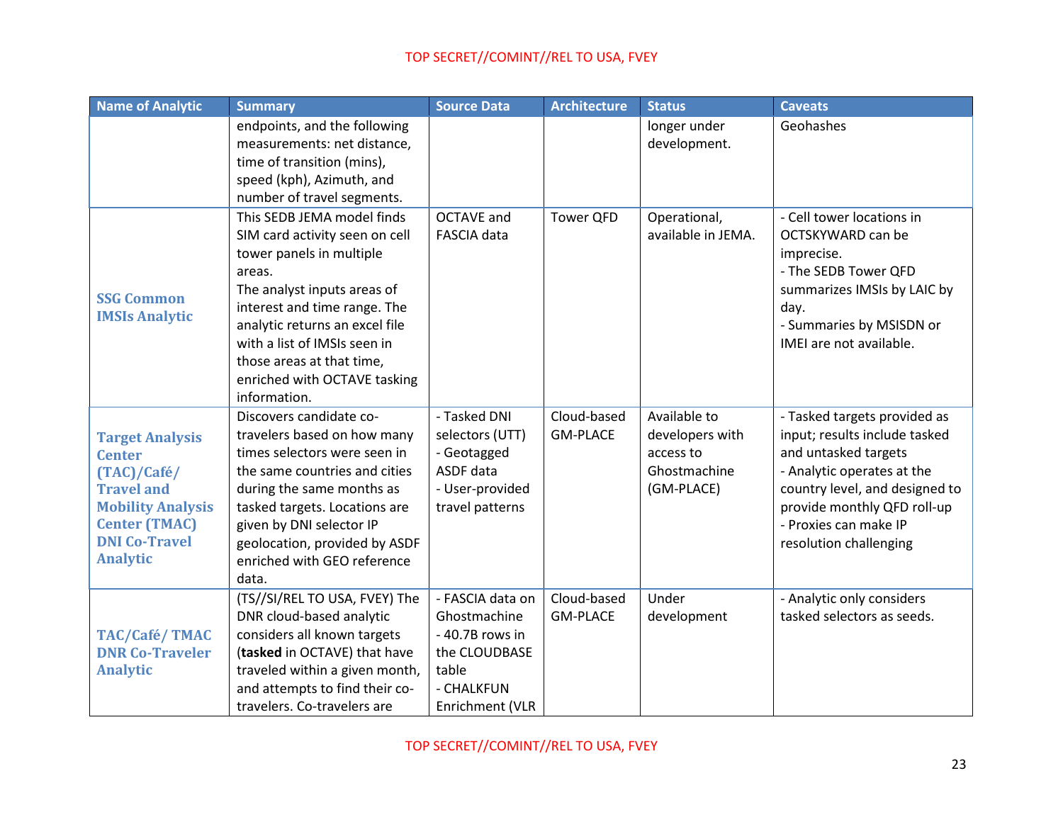TOP SECRET//COMINT//REL TO USA, FVEY

| Name of Analytic | Summary | Source Data | Architecture | Status | Caveats |
|---|---|---|---|---|---|
| | endpoints, and the following measurements: net distance, time of transition (mins), speed (kph), Azimuth, and number of travel segments. | | | longer under development. | Geohashes |
| **SSG Common IMSIs Analytic** | This SEDB JEMA model finds SIM card activity seen on cell tower panels in multiple areas.<br>The analyst inputs areas of interest and time range. The analytic returns an excel file with a list of IMSIs seen in those areas at that time, enriched with OCTAVE tasking information. | OCTAVE and FASCIA data | Tower QFD | Operational, available in JEMA. | - Cell tower locations in OCTSKYWARD can be imprecise.<br>- The SEDB Tower QFD summarizes IMSIs by LAIC by day.<br>- Summaries by MSISDN or IMEI are not available. |
| **Target Analysis Center (TAC)/Café/ Travel and Mobility Analysis Center (TMAC) DNI Co-Travel Analytic** | Discovers candidate co-travelers based on how many times selectors were seen in the same countries and cities during the same months as tasked targets. Locations are given by DNI selector IP geolocation, provided by ASDF enriched with GEO reference data. | - Tasked DNI selectors (UTT)<br>- Geotagged ASDF data<br>- User-provided travel patterns | Cloud-based GM-PLACE | Available to developers with access to Ghostmachine (GM-PLACE) | - Tasked targets provided as input; results include tasked and untasked targets<br>- Analytic operates at the country level, and designed to provide monthly QFD roll-up<br>- Proxies can make IP resolution challenging |
| **TAC/Café/ TMAC DNR Co-Traveler Analytic** | (TS//SI/REL TO USA, FVEY) The DNR cloud-based analytic considers all known targets (**tasked** in OCTAVE) that have traveled within a given month, and attempts to find their co-travelers. Co-travelers are | - FASCIA data on Ghostmachine<br>- 40.7B rows in the CLOUDBASE table<br>- CHALKFUN Enrichment (VLR | Cloud-based GM-PLACE | Under development | - Analytic only considers tasked selectors as seeds. |

TOP SECRET//COMINT//REL TO USA, FVEY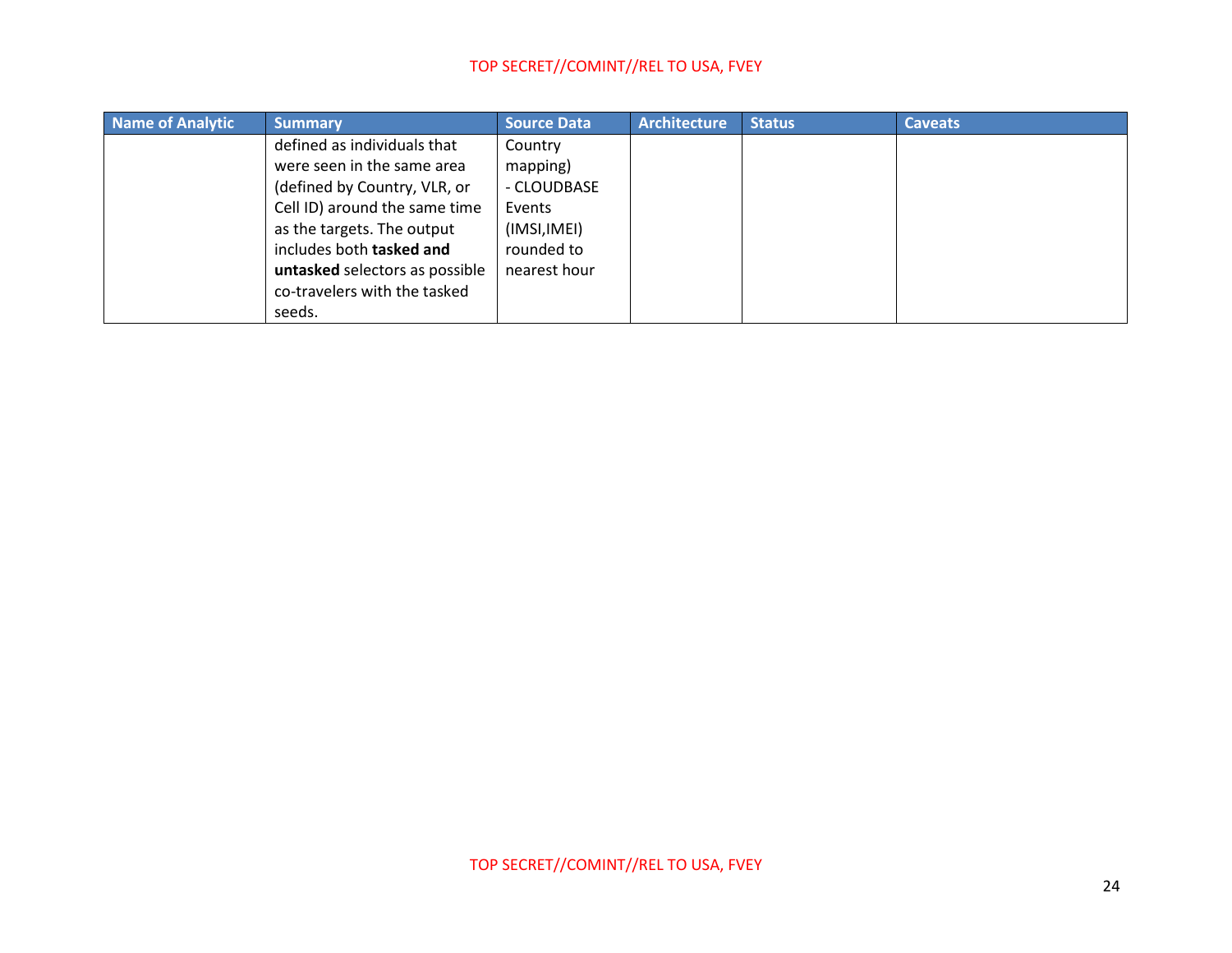| Name of Analytic | Summary | Source Data | Architecture | Status | Caveats |
|---|---|---|---|---|---|
| | defined as individuals that were seen in the same area (defined by Country, VLR, or Cell ID) around the same time as the targets. The output includes both **tasked and untasked** selectors as possible co-travelers with the tasked seeds. | Country mapping) - CLOUDBASE Events (IMSI,IMEI) rounded to nearest hour | | | |